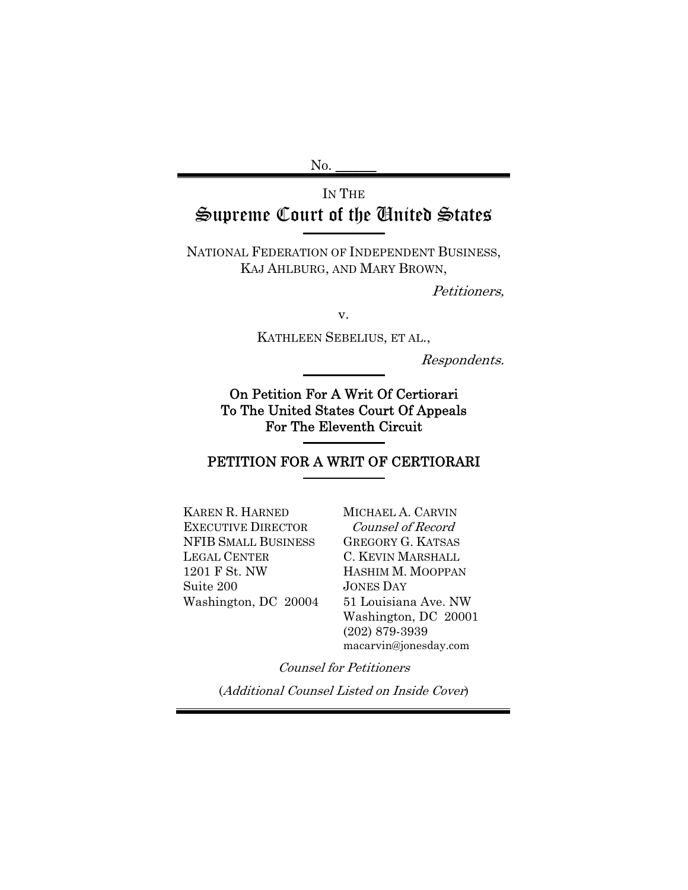No. ______

IN THE

# Supreme Court of the United States

NATIONAL FEDERATION OF INDEPENDENT BUSINESS, KAJ AHLBURG, AND MARY BROWN,

*Petitioners,*

v.

KATHLEEN SEBELIUS, ET AL.,

*Respondents.*

**On Petition For A Writ Of Certiorari To The United States Court Of Appeals For The Eleventh Circuit**

## PETITION FOR A WRIT OF CERTIORARI

KAREN R. HARNED
EXECUTIVE DIRECTOR
NFIB SMALL BUSINESS LEGAL CENTER
1201 F St. NW
Suite 200
Washington, DC 20004

MICHAEL A. CARVIN
*Counsel of Record*
GREGORY G. KATSAS
C. KEVIN MARSHALL
HASHIM M. MOOPPAN
JONES DAY
51 Louisiana Ave. NW
Washington, DC 20001
(202) 879-3939
macarvin@jonesday.com

*Counsel for Petitioners*

(*Additional Counsel Listed on Inside Cover*)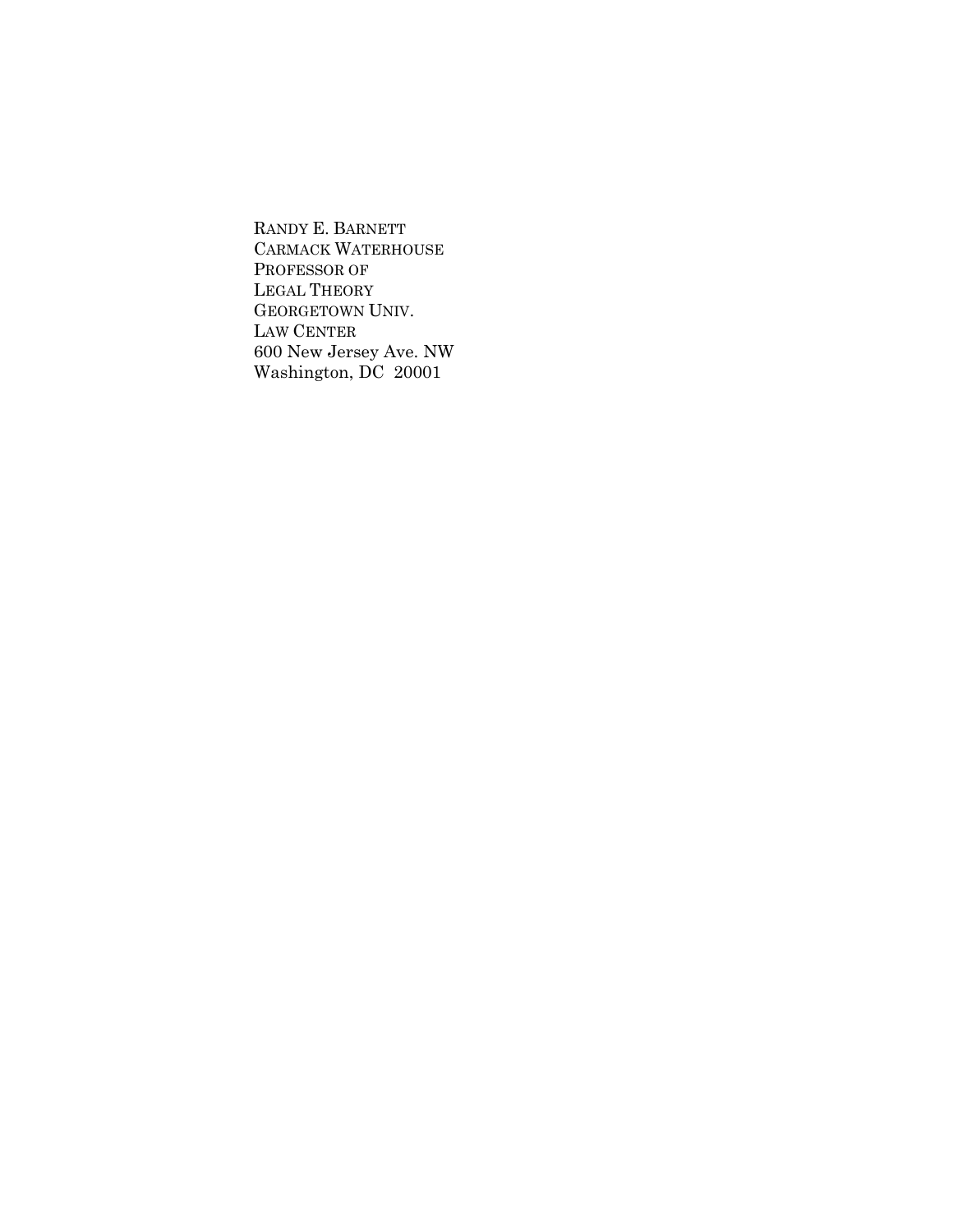RANDY E. BARNETT
CARMACK WATERHOUSE
PROFESSOR OF
LEGAL THEORY
GEORGETOWN UNIV.
LAW CENTER
600 New Jersey Ave. NW
Washington, DC 20001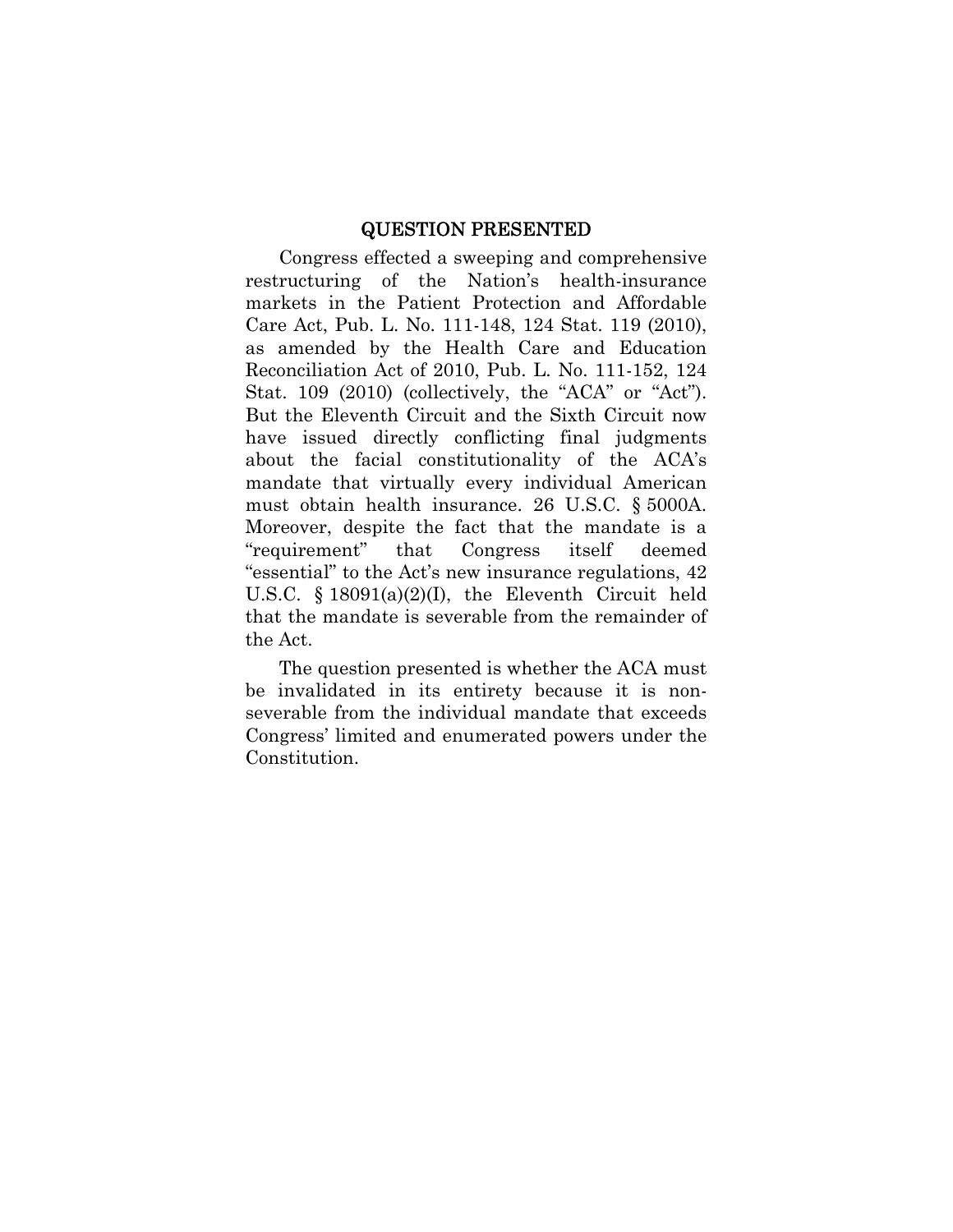## QUESTION PRESENTED

Congress effected a sweeping and comprehensive restructuring of the Nation's health-insurance markets in the Patient Protection and Affordable Care Act, Pub. L. No. 111-148, 124 Stat. 119 (2010), as amended by the Health Care and Education Reconciliation Act of 2010, Pub. L. No. 111-152, 124 Stat. 109 (2010) (collectively, the "ACA" or "Act"). But the Eleventh Circuit and the Sixth Circuit now have issued directly conflicting final judgments about the facial constitutionality of the ACA's mandate that virtually every individual American must obtain health insurance. 26 U.S.C. § 5000A. Moreover, despite the fact that the mandate is a "requirement" that Congress itself deemed "essential" to the Act's new insurance regulations, 42 U.S.C. § 18091(a)(2)(I), the Eleventh Circuit held that the mandate is severable from the remainder of the Act.

The question presented is whether the ACA must be invalidated in its entirety because it is non-severable from the individual mandate that exceeds Congress' limited and enumerated powers under the Constitution.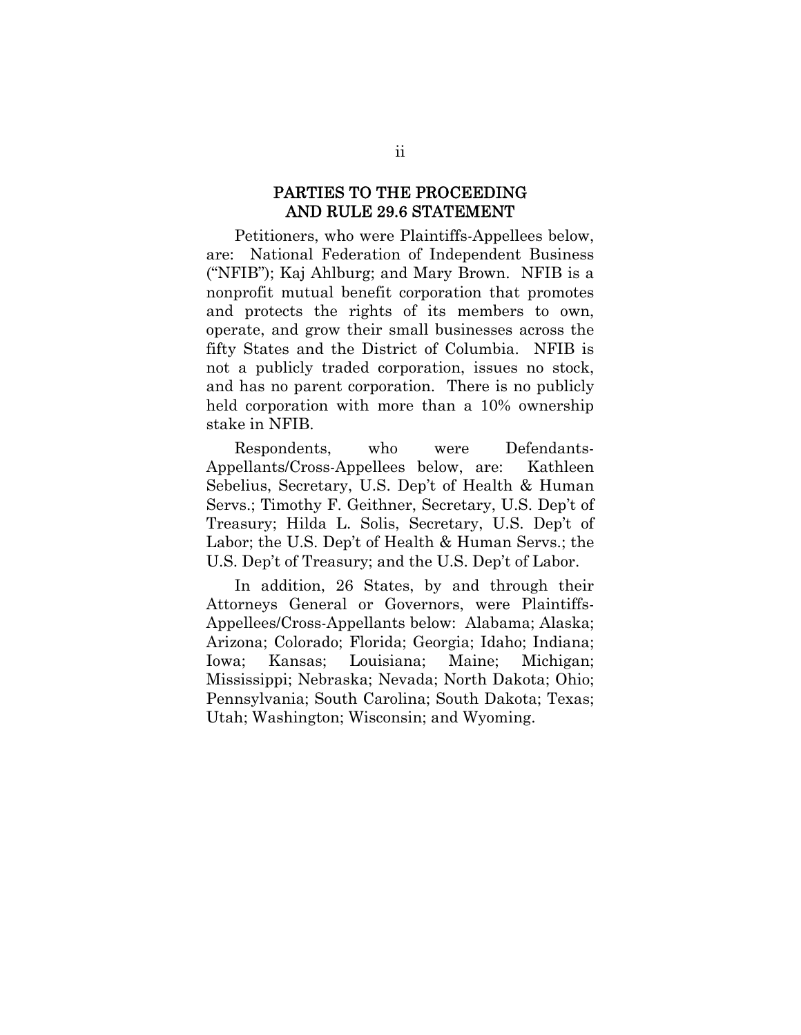## PARTIES TO THE PROCEEDING AND RULE 29.6 STATEMENT

Petitioners, who were Plaintiffs-Appellees below, are: National Federation of Independent Business ("NFIB"); Kaj Ahlburg; and Mary Brown. NFIB is a nonprofit mutual benefit corporation that promotes and protects the rights of its members to own, operate, and grow their small businesses across the fifty States and the District of Columbia. NFIB is not a publicly traded corporation, issues no stock, and has no parent corporation. There is no publicly held corporation with more than a 10% ownership stake in NFIB.

Respondents, who were Defendants-Appellants/Cross-Appellees below, are: Kathleen Sebelius, Secretary, U.S. Dep't of Health & Human Servs.; Timothy F. Geithner, Secretary, U.S. Dep't of Treasury; Hilda L. Solis, Secretary, U.S. Dep't of Labor; the U.S. Dep't of Health & Human Servs.; the U.S. Dep't of Treasury; and the U.S. Dep't of Labor.

In addition, 26 States, by and through their Attorneys General or Governors, were Plaintiffs-Appellees/Cross-Appellants below: Alabama; Alaska; Arizona; Colorado; Florida; Georgia; Idaho; Indiana; Iowa; Kansas; Louisiana; Maine; Michigan; Mississippi; Nebraska; Nevada; North Dakota; Ohio; Pennsylvania; South Carolina; South Dakota; Texas; Utah; Washington; Wisconsin; and Wyoming.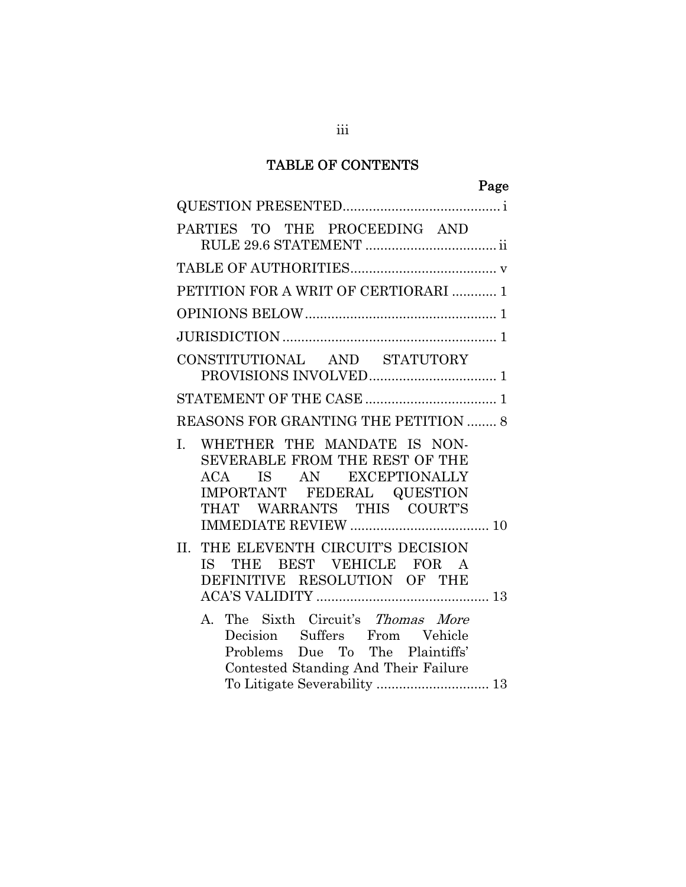## TABLE OF CONTENTS

| | Page |
|---|---|
| QUESTION PRESENTED | i |
| PARTIES TO THE PROCEEDING AND RULE 29.6 STATEMENT | ii |
| TABLE OF AUTHORITIES | v |
| PETITION FOR A WRIT OF CERTIORARI | 1 |
| OPINIONS BELOW | 1 |
| JURISDICTION | 1 |
| CONSTITUTIONAL AND STATUTORY PROVISIONS INVOLVED | 1 |
| STATEMENT OF THE CASE | 1 |
| REASONS FOR GRANTING THE PETITION | 8 |
| I. WHETHER THE MANDATE IS NON-SEVERABLE FROM THE REST OF THE ACA IS AN EXCEPTIONALLY IMPORTANT FEDERAL QUESTION THAT WARRANTS THIS COURT'S IMMEDIATE REVIEW | 10 |
| II. THE ELEVENTH CIRCUIT'S DECISION IS THE BEST VEHICLE FOR A DEFINITIVE RESOLUTION OF THE ACA'S VALIDITY | 13 |
| A. The Sixth Circuit's *Thomas More* Decision Suffers From Vehicle Problems Due To The Plaintiffs' Contested Standing And Their Failure To Litigate Severability | 13 |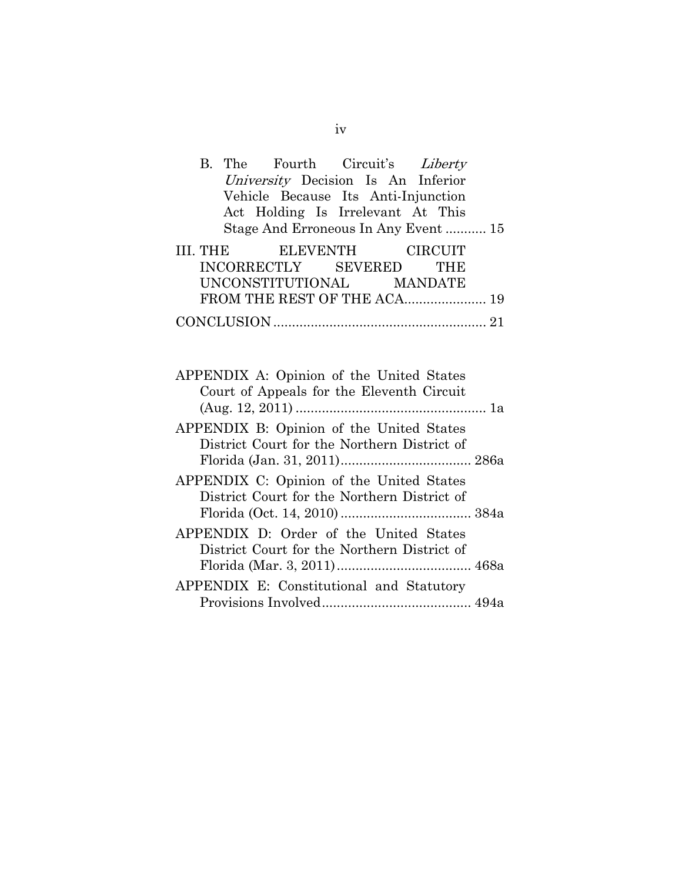B. The Fourth Circuit's *Liberty University* Decision Is An Inferior Vehicle Because Its Anti-Injunction Act Holding Is Irrelevant At This Stage And Erroneous In Any Event ........... 15

III. THE ELEVENTH CIRCUIT INCORRECTLY SEVERED THE UNCONSTITUTIONAL MANDATE FROM THE REST OF THE ACA...................... 19

CONCLUSION ......................................................... 21

APPENDIX A: Opinion of the United States Court of Appeals for the Eleventh Circuit (Aug. 12, 2011) ................................................... 1a

APPENDIX B: Opinion of the United States District Court for the Northern District of Florida (Jan. 31, 2011)................................... 286a

APPENDIX C: Opinion of the United States District Court for the Northern District of Florida (Oct. 14, 2010) ................................... 384a

APPENDIX D: Order of the United States District Court for the Northern District of Florida (Mar. 3, 2011).................................... 468a

APPENDIX E: Constitutional and Statutory Provisions Involved........................................ 494a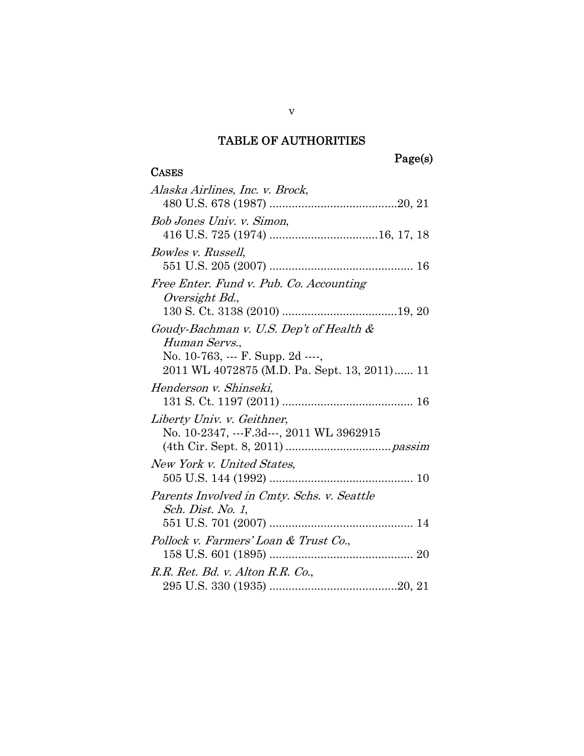# TABLE OF AUTHORITIES

Page(s)

**CASES**

*Alaska Airlines, Inc. v. Brock*,
480 U.S. 678 (1987) ........................................20, 21

*Bob Jones Univ. v. Simon*,
416 U.S. 725 (1974) .................................16, 17, 18

*Bowles v. Russell*,
551 U.S. 205 (2007) ............................................ 16

*Free Enter. Fund v. Pub. Co. Accounting Oversight Bd.*,
130 S. Ct. 3138 (2010) ...................................19, 20

*Goudy-Bachman v. U.S. Dep't of Health & Human Servs.*,
No. 10-763, --- F. Supp. 2d ----,
2011 WL 4072875 (M.D. Pa. Sept. 13, 2011)...... 11

*Henderson v. Shinseki*,
131 S. Ct. 1197 (2011) ......................................... 16

*Liberty Univ. v. Geithner*,
No. 10-2347, ---F.3d---, 2011 WL 3962915
(4th Cir. Sept. 8, 2011) ................................*passim*

*New York v. United States*,
505 U.S. 144 (1992) ............................................ 10

*Parents Involved in Cmty. Schs. v. Seattle Sch. Dist. No. 1*,
551 U.S. 701 (2007) ............................................ 14

*Pollock v. Farmers' Loan & Trust Co.*,
158 U.S. 601 (1895) ............................................ 20

*R.R. Ret. Bd. v. Alton R.R. Co.*,
295 U.S. 330 (1935) ........................................20, 21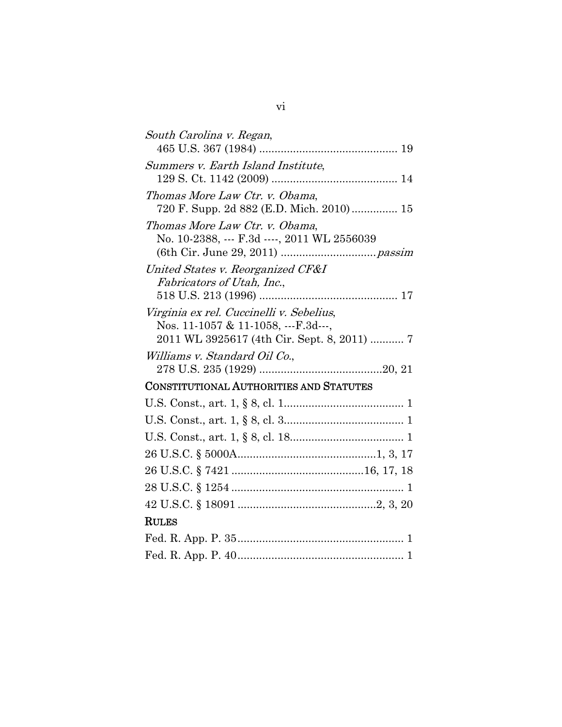*South Carolina v. Regan*,
465 U.S. 367 (1984) ............................................ 19

*Summers v. Earth Island Institute*,
129 S. Ct. 1142 (2009) ........................................ 14

*Thomas More Law Ctr. v. Obama*,
720 F. Supp. 2d 882 (E.D. Mich. 2010) ............... 15

*Thomas More Law Ctr. v. Obama*,
No. 10-2388, --- F.3d ----, 2011 WL 2556039
(6th Cir. June 29, 2011) .............................. *passim*

*United States v. Reorganized CF&I Fabricators of Utah, Inc.*,
518 U.S. 213 (1996) ............................................ 17

*Virginia ex rel. Cuccinelli v. Sebelius*,
Nos. 11-1057 & 11-1058, ---F.3d---,
2011 WL 3925617 (4th Cir. Sept. 8, 2011) ........... 7

*Williams v. Standard Oil Co.*,
278 U.S. 235 (1929) .......................................20, 21

## CONSTITUTIONAL AUTHORITIES AND STATUTES

U.S. Const., art. 1, § 8, cl. 1....................................... 1

U.S. Const., art. 1, § 8, cl. 3....................................... 1

U.S. Const., art. 1, § 8, cl. 18..................................... 1

26 U.S.C. § 5000A............................................1, 3, 17

26 U.S.C. § 7421 ..........................................16, 17, 18

28 U.S.C. § 1254 ........................................................ 1

42 U.S.C. § 18091 ............................................2, 3, 20

## RULES

Fed. R. App. P. 35...................................................... 1

Fed. R. App. P. 40...................................................... 1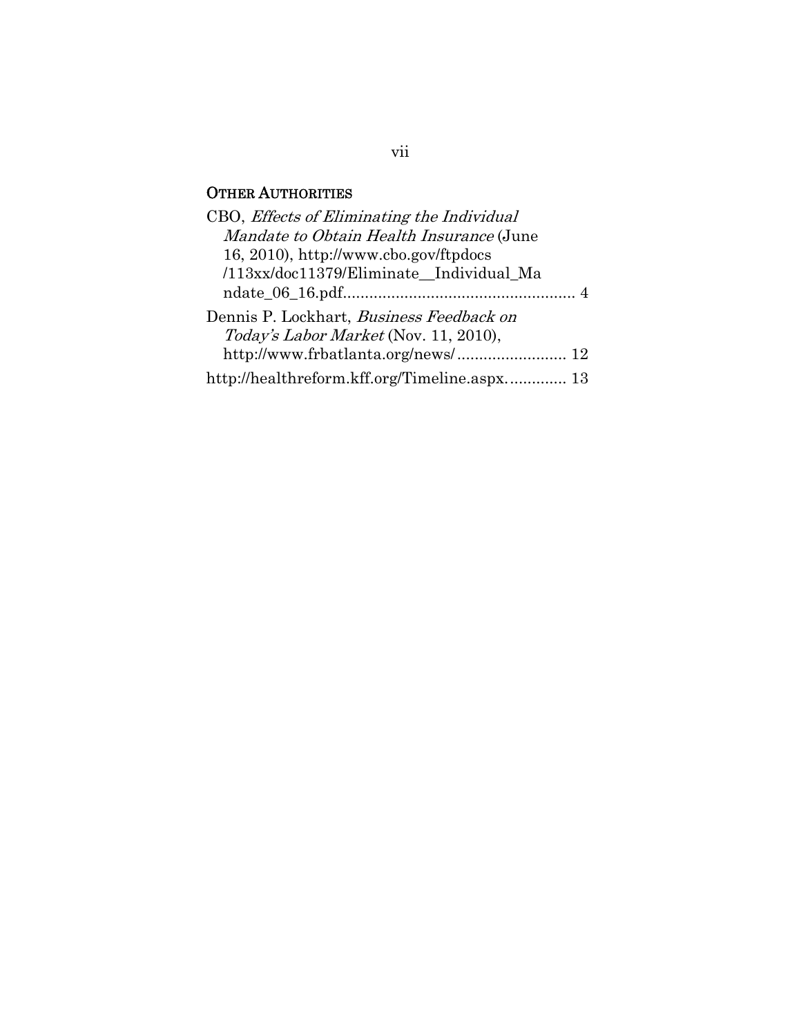## OTHER AUTHORITIES

CBO, *Effects of Eliminating the Individual Mandate to Obtain Health Insurance* (June 16, 2010), http://www.cbo.gov/ftpdocs /113xx/doc11379/Eliminate__Individual_Mandate_06_16.pdf..................................................... 4

Dennis P. Lockhart, *Business Feedback on Today's Labor Market* (Nov. 11, 2010), http://www.frbatlanta.org/news/......................... 12

http://healthreform.kff.org/Timeline.aspx............. 13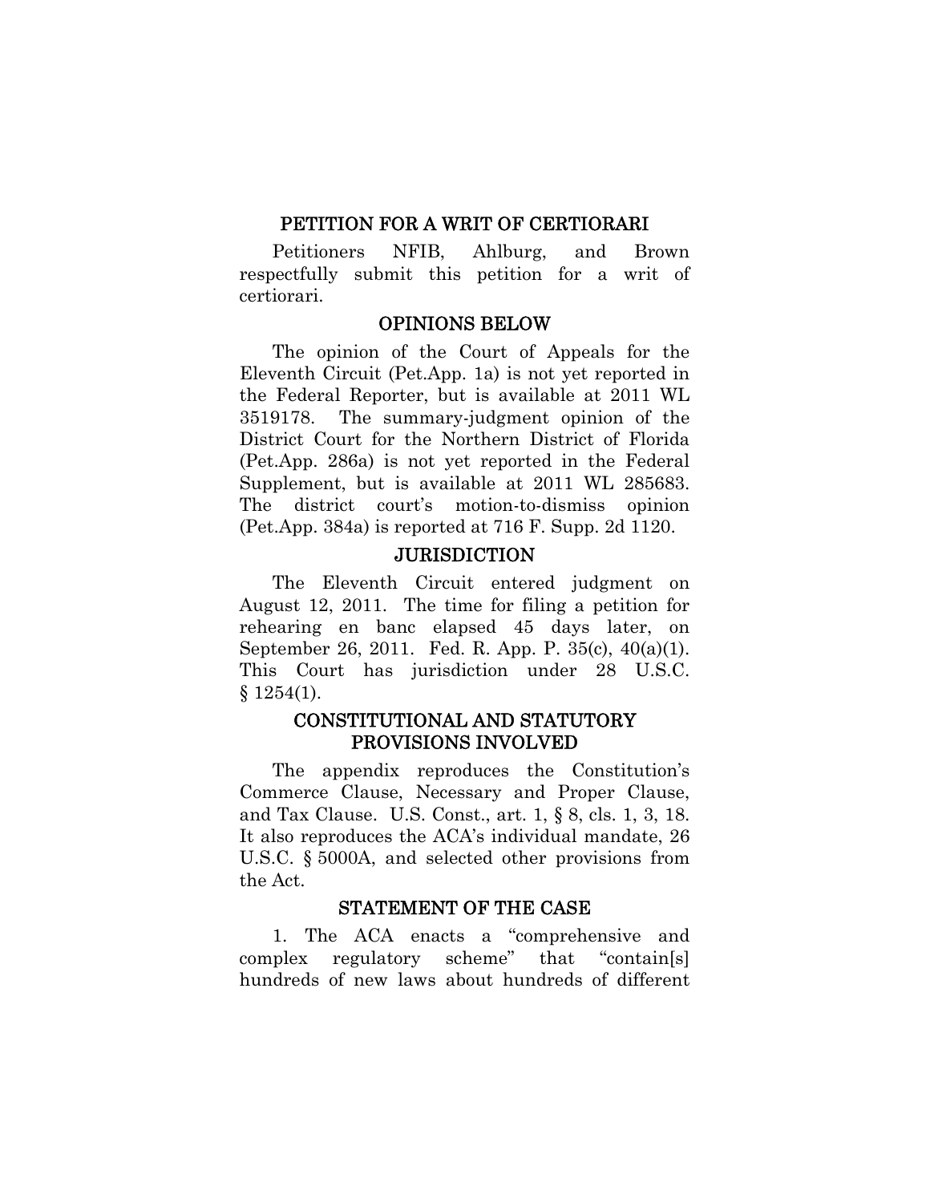## PETITION FOR A WRIT OF CERTIORARI

Petitioners NFIB, Ahlburg, and Brown respectfully submit this petition for a writ of certiorari.

## OPINIONS BELOW

The opinion of the Court of Appeals for the Eleventh Circuit (Pet.App. 1a) is not yet reported in the Federal Reporter, but is available at 2011 WL 3519178. The summary-judgment opinion of the District Court for the Northern District of Florida (Pet.App. 286a) is not yet reported in the Federal Supplement, but is available at 2011 WL 285683. The district court's motion-to-dismiss opinion (Pet.App. 384a) is reported at 716 F. Supp. 2d 1120.

## JURISDICTION

The Eleventh Circuit entered judgment on August 12, 2011. The time for filing a petition for rehearing en banc elapsed 45 days later, on September 26, 2011. Fed. R. App. P. 35(c), 40(a)(1). This Court has jurisdiction under 28 U.S.C. § 1254(1).

## CONSTITUTIONAL AND STATUTORY PROVISIONS INVOLVED

The appendix reproduces the Constitution's Commerce Clause, Necessary and Proper Clause, and Tax Clause. U.S. Const., art. 1, § 8, cls. 1, 3, 18. It also reproduces the ACA's individual mandate, 26 U.S.C. § 5000A, and selected other provisions from the Act.

## STATEMENT OF THE CASE

1. The ACA enacts a "comprehensive and complex regulatory scheme" that "contain[s] hundreds of new laws about hundreds of different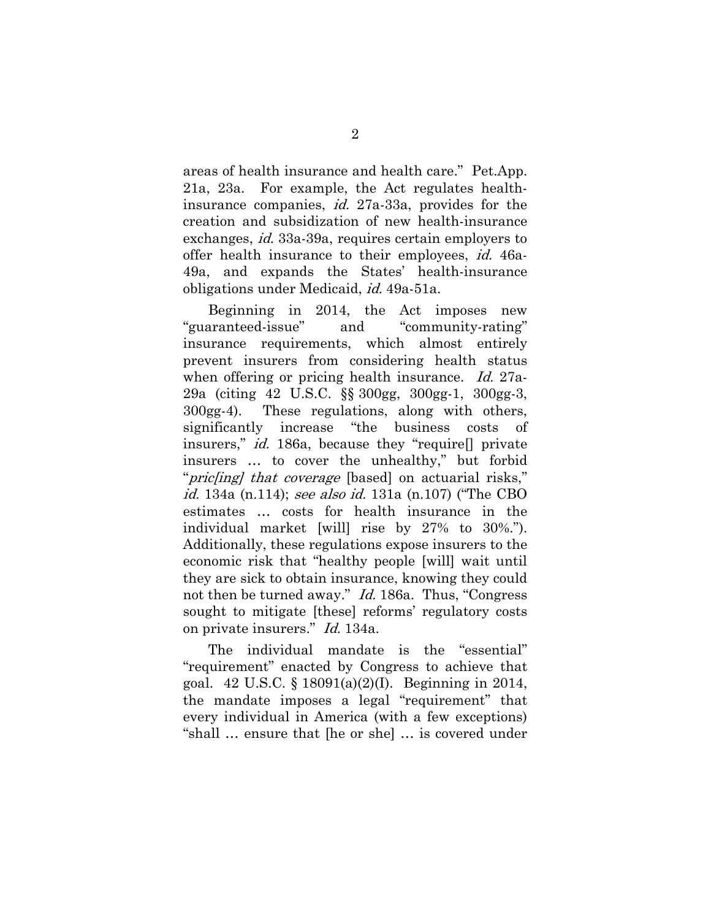areas of health insurance and health care." Pet.App. 21a, 23a. For example, the Act regulates health-insurance companies, *id.* 27a-33a, provides for the creation and subsidization of new health-insurance exchanges, *id.* 33a-39a, requires certain employers to offer health insurance to their employees, *id.* 46a-49a, and expands the States' health-insurance obligations under Medicaid, *id.* 49a-51a.

Beginning in 2014, the Act imposes new "guaranteed-issue" and "community-rating" insurance requirements, which almost entirely prevent insurers from considering health status when offering or pricing health insurance. *Id.* 27a-29a (citing 42 U.S.C. §§ 300gg, 300gg-1, 300gg-3, 300gg-4). These regulations, along with others, significantly increase "the business costs of insurers," *id.* 186a, because they "require[] private insurers … to cover the unhealthy," but forbid "*pric[ing] that coverage* [based] on actuarial risks," *id.* 134a (n.114); *see also id.* 131a (n.107) ("The CBO estimates … costs for health insurance in the individual market [will] rise by 27% to 30%."). Additionally, these regulations expose insurers to the economic risk that "healthy people [will] wait until they are sick to obtain insurance, knowing they could not then be turned away." *Id.* 186a. Thus, "Congress sought to mitigate [these] reforms' regulatory costs on private insurers." *Id.* 134a.

The individual mandate is the "essential" "requirement" enacted by Congress to achieve that goal. 42 U.S.C. § 18091(a)(2)(I). Beginning in 2014, the mandate imposes a legal "requirement" that every individual in America (with a few exceptions) "shall … ensure that [he or she] … is covered under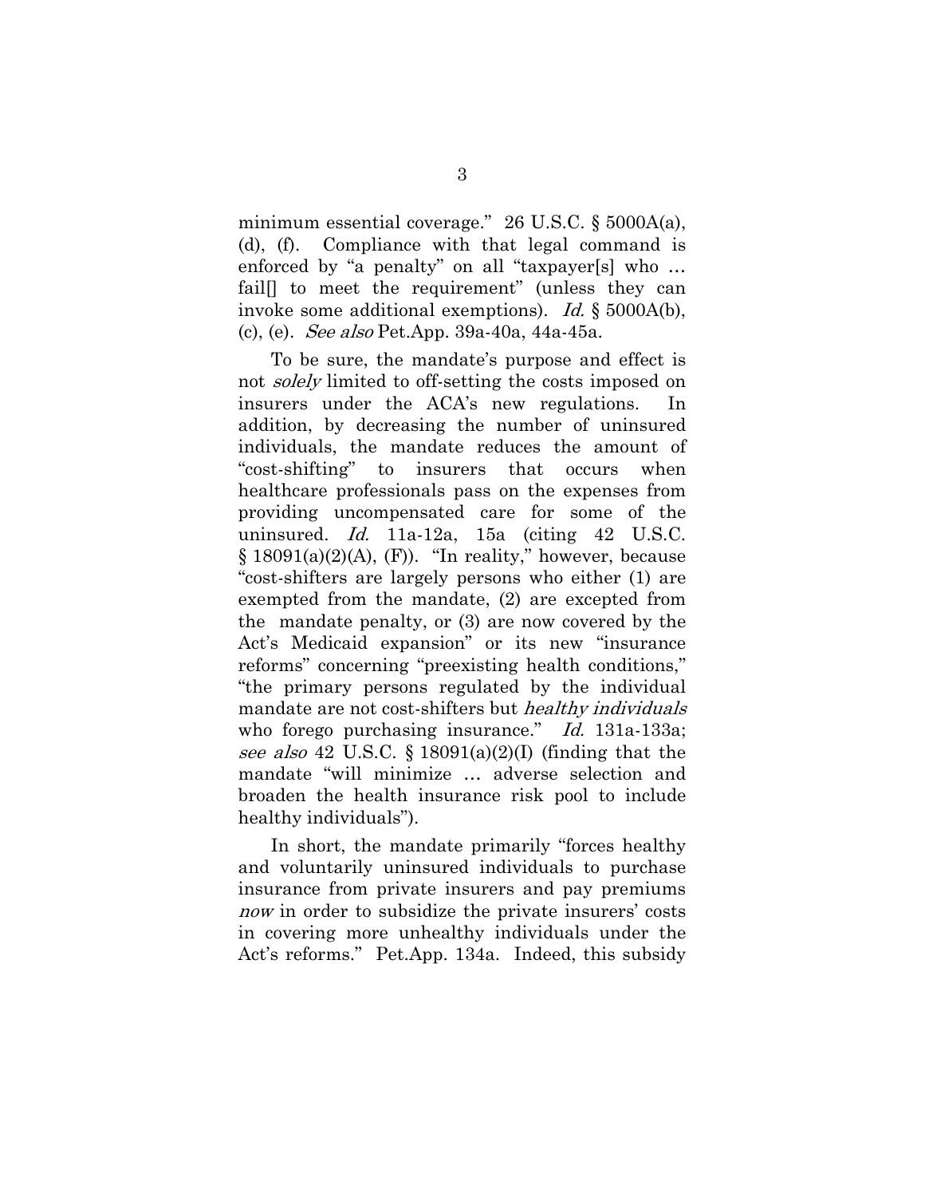minimum essential coverage." 26 U.S.C. § 5000A(a), (d), (f). Compliance with that legal command is enforced by "a penalty" on all "taxpayer[s] who … fail[] to meet the requirement" (unless they can invoke some additional exemptions). *Id.* § 5000A(b), (c), (e). *See also* Pet.App. 39a-40a, 44a-45a.

To be sure, the mandate's purpose and effect is not *solely* limited to off-setting the costs imposed on insurers under the ACA's new regulations. In addition, by decreasing the number of uninsured individuals, the mandate reduces the amount of "cost-shifting" to insurers that occurs when healthcare professionals pass on the expenses from providing uncompensated care for some of the uninsured. *Id.* 11a-12a, 15a (citing 42 U.S.C. § 18091(a)(2)(A), (F)). "In reality," however, because "cost-shifters are largely persons who either (1) are exempted from the mandate, (2) are excepted from the mandate penalty, or (3) are now covered by the Act's Medicaid expansion" or its new "insurance reforms" concerning "preexisting health conditions," "the primary persons regulated by the individual mandate are not cost-shifters but *healthy individuals* who forego purchasing insurance." *Id.* 131a-133a; *see also* 42 U.S.C. § 18091(a)(2)(I) (finding that the mandate "will minimize … adverse selection and broaden the health insurance risk pool to include healthy individuals").

In short, the mandate primarily "forces healthy and voluntarily uninsured individuals to purchase insurance from private insurers and pay premiums *now* in order to subsidize the private insurers' costs in covering more unhealthy individuals under the Act's reforms." Pet.App. 134a. Indeed, this subsidy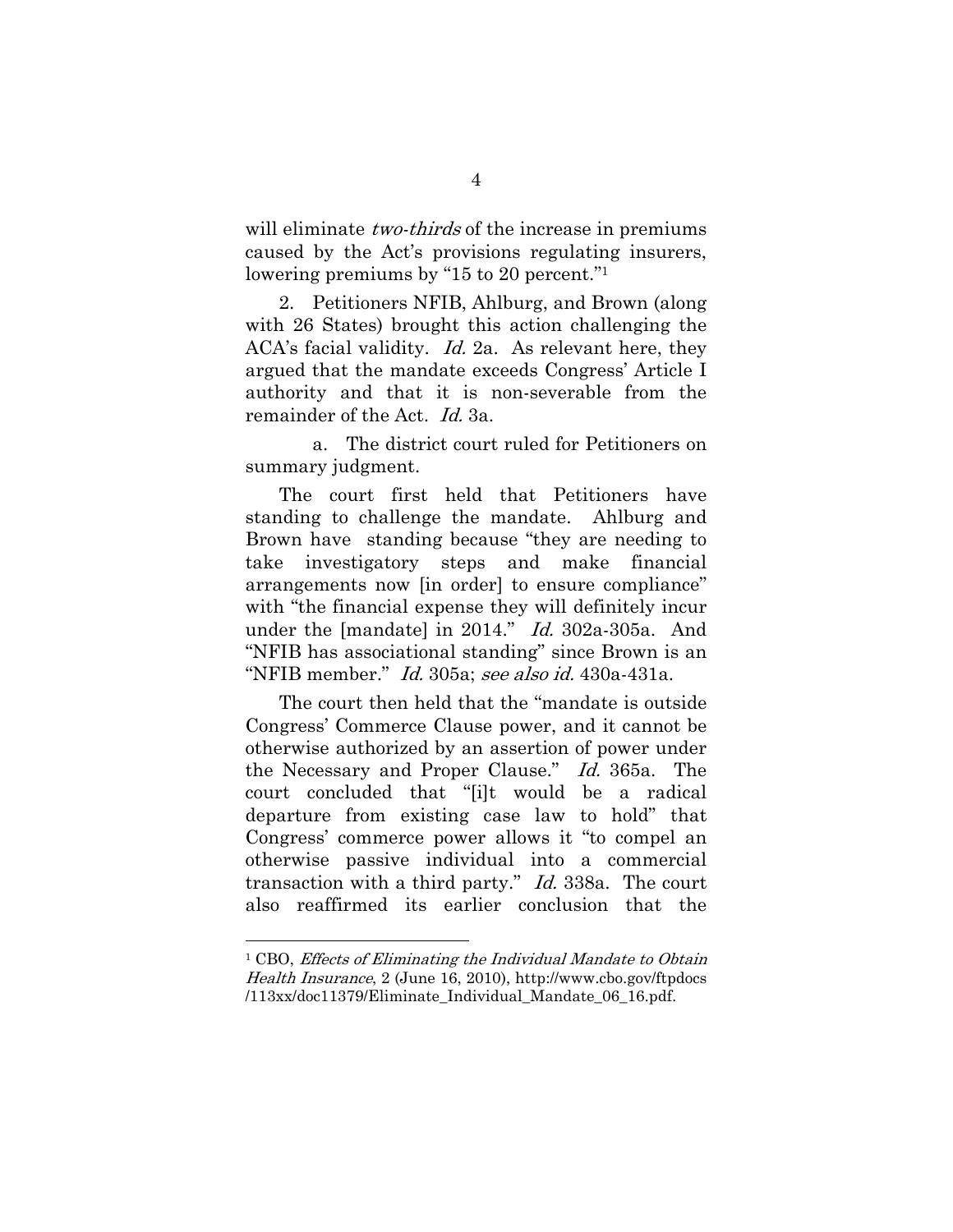will eliminate *two-thirds* of the increase in premiums caused by the Act's provisions regulating insurers, lowering premiums by "15 to 20 percent."[1]

2. Petitioners NFIB, Ahlburg, and Brown (along with 26 States) brought this action challenging the ACA's facial validity. *Id.* 2a. As relevant here, they argued that the mandate exceeds Congress' Article I authority and that it is non-severable from the remainder of the Act. *Id.* 3a.

a. The district court ruled for Petitioners on summary judgment.

The court first held that Petitioners have standing to challenge the mandate. Ahlburg and Brown have standing because "they are needing to take investigatory steps and make financial arrangements now [in order] to ensure compliance" with "the financial expense they will definitely incur under the [mandate] in 2014." *Id.* 302a-305a. And "NFIB has associational standing" since Brown is an "NFIB member." *Id.* 305a; *see also id.* 430a-431a.

The court then held that the "mandate is outside Congress' Commerce Clause power, and it cannot be otherwise authorized by an assertion of power under the Necessary and Proper Clause." *Id.* 365a. The court concluded that "[i]t would be a radical departure from existing case law to hold" that Congress' commerce power allows it "to compel an otherwise passive individual into a commercial transaction with a third party." *Id.* 338a. The court also reaffirmed its earlier conclusion that the

---

[1] CBO, *Effects of Eliminating the Individual Mandate to Obtain Health Insurance*, 2 (June 16, 2010), http://www.cbo.gov/ftpdocs/113xx/doc11379/Eliminate_Individual_Mandate_06_16.pdf.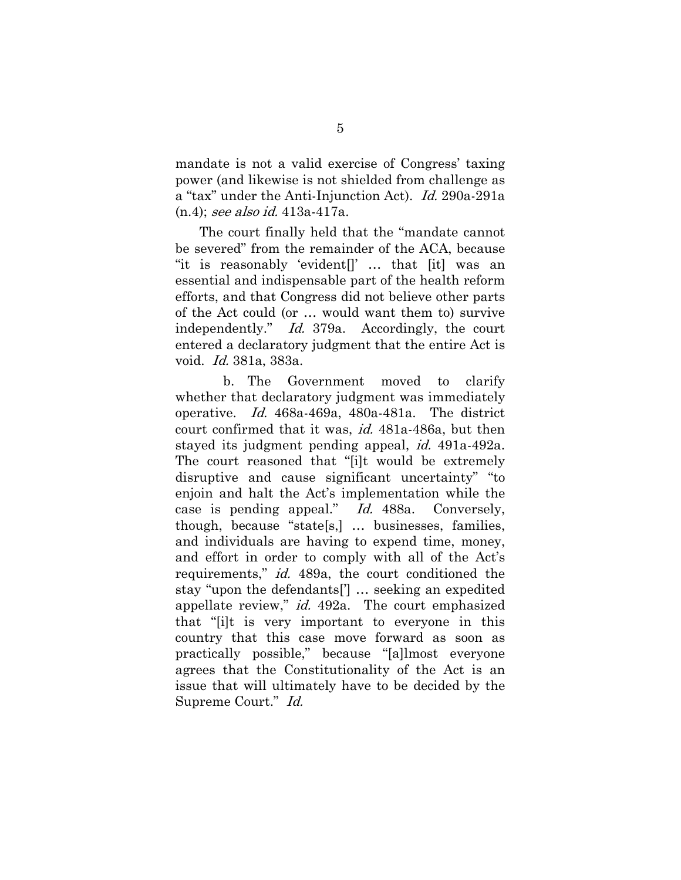mandate is not a valid exercise of Congress' taxing power (and likewise is not shielded from challenge as a "tax" under the Anti-Injunction Act). *Id.* 290a-291a (n.4); *see also id.* 413a-417a.

The court finally held that the "mandate cannot be severed" from the remainder of the ACA, because "it is reasonably 'evident[]' … that [it] was an essential and indispensable part of the health reform efforts, and that Congress did not believe other parts of the Act could (or … would want them to) survive independently." *Id.* 379a. Accordingly, the court entered a declaratory judgment that the entire Act is void. *Id.* 381a, 383a.

b. The Government moved to clarify whether that declaratory judgment was immediately operative. *Id.* 468a-469a, 480a-481a. The district court confirmed that it was, *id.* 481a-486a, but then stayed its judgment pending appeal, *id.* 491a-492a. The court reasoned that "[i]t would be extremely disruptive and cause significant uncertainty" "to enjoin and halt the Act's implementation while the case is pending appeal." *Id.* 488a. Conversely, though, because "state[s,] … businesses, families, and individuals are having to expend time, money, and effort in order to comply with all of the Act's requirements," *id.* 489a, the court conditioned the stay "upon the defendants['] … seeking an expedited appellate review," *id.* 492a. The court emphasized that "[i]t is very important to everyone in this country that this case move forward as soon as practically possible," because "[a]lmost everyone agrees that the Constitutionality of the Act is an issue that will ultimately have to be decided by the Supreme Court." *Id.*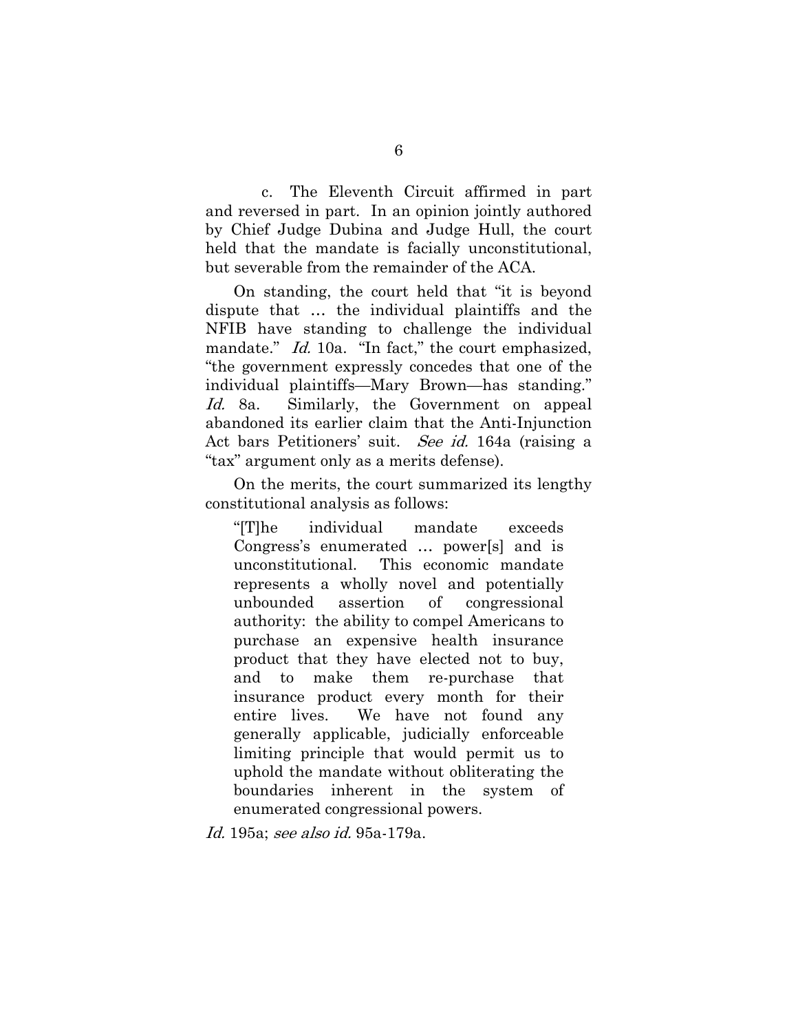c. The Eleventh Circuit affirmed in part and reversed in part. In an opinion jointly authored by Chief Judge Dubina and Judge Hull, the court held that the mandate is facially unconstitutional, but severable from the remainder of the ACA.

On standing, the court held that "it is beyond dispute that … the individual plaintiffs and the NFIB have standing to challenge the individual mandate." *Id.* 10a. "In fact," the court emphasized, "the government expressly concedes that one of the individual plaintiffs—Mary Brown—has standing." *Id.* 8a. Similarly, the Government on appeal abandoned its earlier claim that the Anti-Injunction Act bars Petitioners' suit. *See id.* 164a (raising a "tax" argument only as a merits defense).

On the merits, the court summarized its lengthy constitutional analysis as follows:

> "[T]he individual mandate exceeds Congress's enumerated … power[s] and is unconstitutional. This economic mandate represents a wholly novel and potentially unbounded assertion of congressional authority: the ability to compel Americans to purchase an expensive health insurance product that they have elected not to buy, and to make them re-purchase that insurance product every month for their entire lives. We have not found any generally applicable, judicially enforceable limiting principle that would permit us to uphold the mandate without obliterating the boundaries inherent in the system of enumerated congressional powers.

*Id.* 195a; *see also id.* 95a-179a.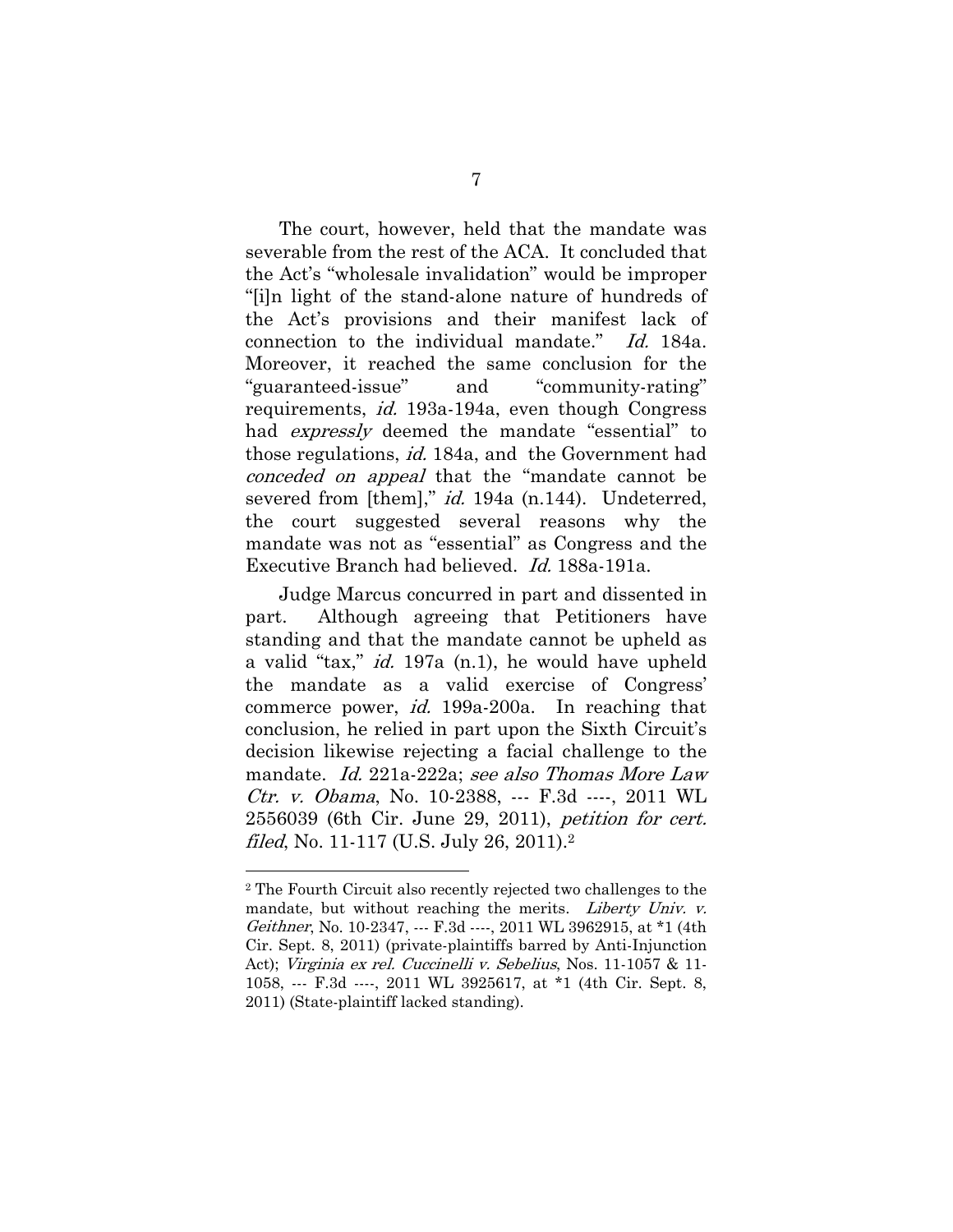The court, however, held that the mandate was severable from the rest of the ACA. It concluded that the Act's "wholesale invalidation" would be improper "[i]n light of the stand-alone nature of hundreds of the Act's provisions and their manifest lack of connection to the individual mandate." *Id.* 184a. Moreover, it reached the same conclusion for the "guaranteed-issue" and "community-rating" requirements, *id.* 193a-194a, even though Congress had *expressly* deemed the mandate "essential" to those regulations, *id.* 184a, and the Government had *conceded on appeal* that the "mandate cannot be severed from [them]," *id.* 194a (n.144). Undeterred, the court suggested several reasons why the mandate was not as "essential" as Congress and the Executive Branch had believed. *Id.* 188a-191a.

Judge Marcus concurred in part and dissented in part. Although agreeing that Petitioners have standing and that the mandate cannot be upheld as a valid "tax," *id.* 197a (n.1), he would have upheld the mandate as a valid exercise of Congress' commerce power, *id.* 199a-200a. In reaching that conclusion, he relied in part upon the Sixth Circuit's decision likewise rejecting a facial challenge to the mandate. *Id.* 221a-222a; *see also Thomas More Law Ctr. v. Obama*, No. 10-2388, --- F.3d ----, 2011 WL 2556039 (6th Cir. June 29, 2011), *petition for cert. filed*, No. 11-117 (U.S. July 26, 2011).[2]

---

[2] The Fourth Circuit also recently rejected two challenges to the mandate, but without reaching the merits. *Liberty Univ. v. Geithner*, No. 10-2347, --- F.3d ----, 2011 WL 3962915, at *1 (4th Cir. Sept. 8, 2011) (private-plaintiffs barred by Anti-Injunction Act); *Virginia ex rel. Cuccinelli v. Sebelius*, Nos. 11-1057 & 11-1058, --- F.3d ----, 2011 WL 3925617, at *1 (4th Cir. Sept. 8, 2011) (State-plaintiff lacked standing).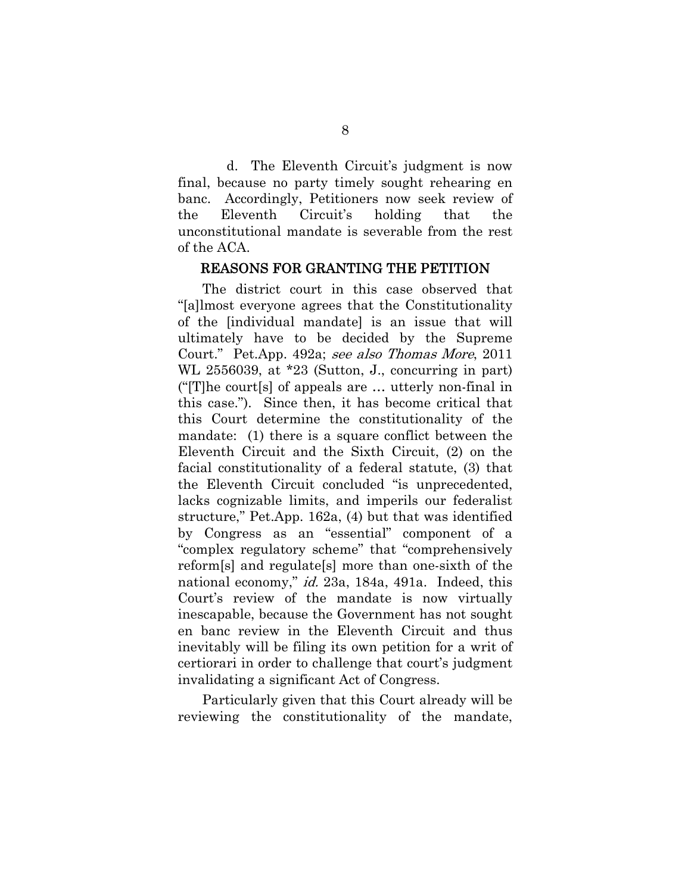d. The Eleventh Circuit's judgment is now final, because no party timely sought rehearing en banc. Accordingly, Petitioners now seek review of the Eleventh Circuit's holding that the unconstitutional mandate is severable from the rest of the ACA.

## REASONS FOR GRANTING THE PETITION

The district court in this case observed that "[a]lmost everyone agrees that the Constitutionality of the [individual mandate] is an issue that will ultimately have to be decided by the Supreme Court." Pet.App. 492a; *see also Thomas More*, 2011 WL 2556039, at *23 (Sutton, J., concurring in part) ("[T]he court[s] of appeals are … utterly non-final in this case."). Since then, it has become critical that this Court determine the constitutionality of the mandate: (1) there is a square conflict between the Eleventh Circuit and the Sixth Circuit, (2) on the facial constitutionality of a federal statute, (3) that the Eleventh Circuit concluded "is unprecedented, lacks cognizable limits, and imperils our federalist structure," Pet.App. 162a, (4) but that was identified by Congress as an "essential" component of a "complex regulatory scheme" that "comprehensively reform[s] and regulate[s] more than one-sixth of the national economy," *id.* 23a, 184a, 491a. Indeed, this Court's review of the mandate is now virtually inescapable, because the Government has not sought en banc review in the Eleventh Circuit and thus inevitably will be filing its own petition for a writ of certiorari in order to challenge that court's judgment invalidating a significant Act of Congress.

Particularly given that this Court already will be reviewing the constitutionality of the mandate,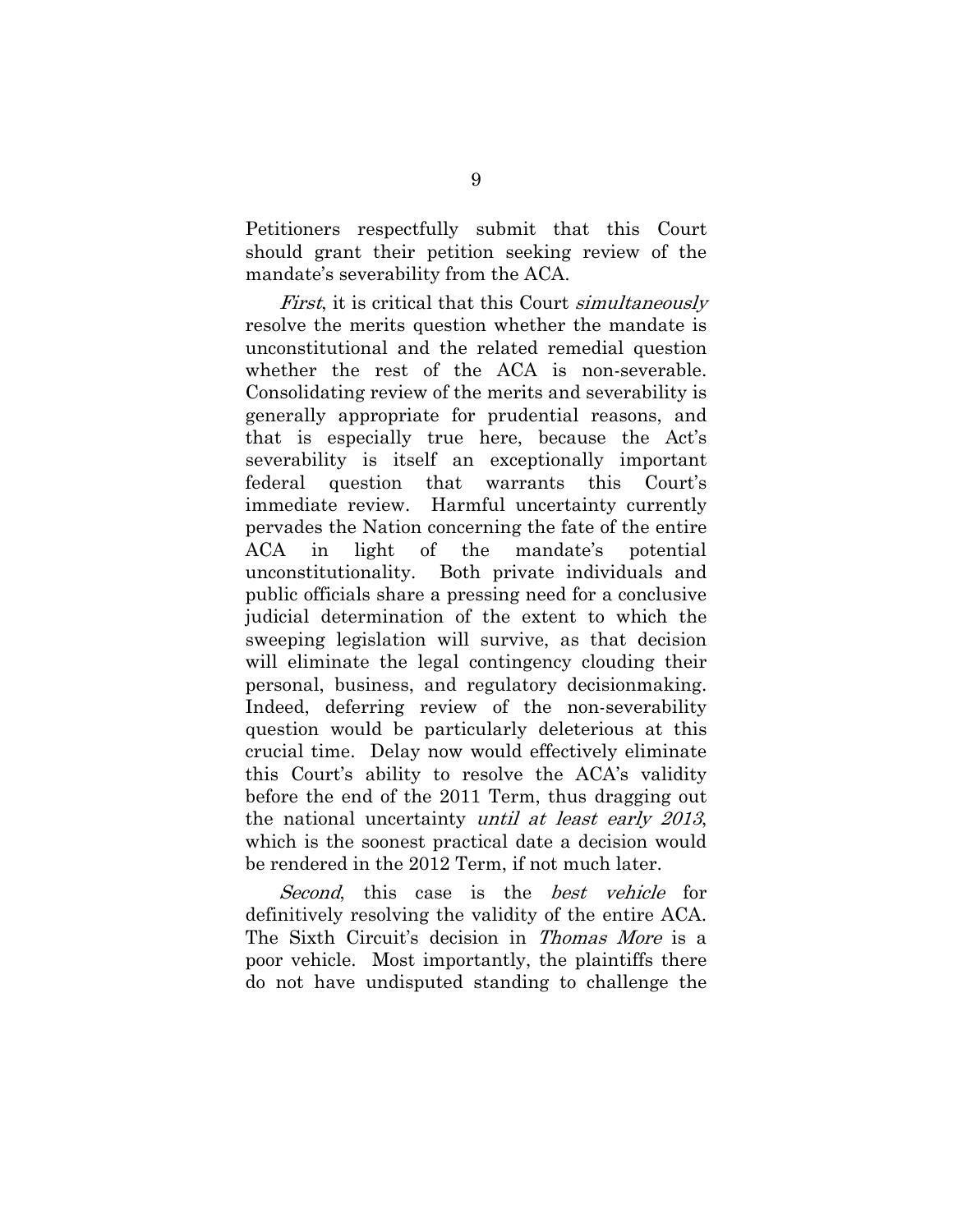Petitioners respectfully submit that this Court should grant their petition seeking review of the mandate's severability from the ACA.

*First*, it is critical that this Court *simultaneously* resolve the merits question whether the mandate is unconstitutional and the related remedial question whether the rest of the ACA is non-severable. Consolidating review of the merits and severability is generally appropriate for prudential reasons, and that is especially true here, because the Act's severability is itself an exceptionally important federal question that warrants this Court's immediate review. Harmful uncertainty currently pervades the Nation concerning the fate of the entire ACA in light of the mandate's potential unconstitutionality. Both private individuals and public officials share a pressing need for a conclusive judicial determination of the extent to which the sweeping legislation will survive, as that decision will eliminate the legal contingency clouding their personal, business, and regulatory decisionmaking. Indeed, deferring review of the non-severability question would be particularly deleterious at this crucial time. Delay now would effectively eliminate this Court's ability to resolve the ACA's validity before the end of the 2011 Term, thus dragging out the national uncertainty *until at least early 2013*, which is the soonest practical date a decision would be rendered in the 2012 Term, if not much later.

*Second*, this case is the *best vehicle* for definitively resolving the validity of the entire ACA. The Sixth Circuit's decision in *Thomas More* is a poor vehicle. Most importantly, the plaintiffs there do not have undisputed standing to challenge the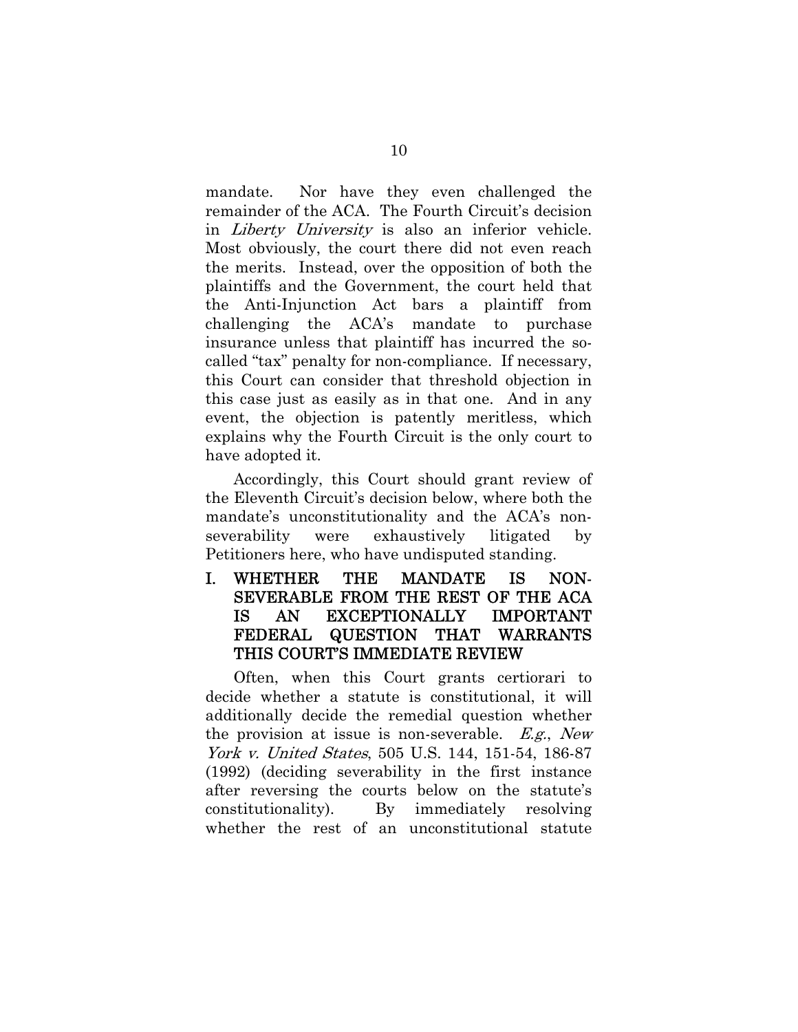mandate. Nor have they even challenged the remainder of the ACA. The Fourth Circuit's decision in *Liberty University* is also an inferior vehicle. Most obviously, the court there did not even reach the merits. Instead, over the opposition of both the plaintiffs and the Government, the court held that the Anti-Injunction Act bars a plaintiff from challenging the ACA's mandate to purchase insurance unless that plaintiff has incurred the so-called "tax" penalty for non-compliance. If necessary, this Court can consider that threshold objection in this case just as easily as in that one. And in any event, the objection is patently meritless, which explains why the Fourth Circuit is the only court to have adopted it.

Accordingly, this Court should grant review of the Eleventh Circuit's decision below, where both the mandate's unconstitutionality and the ACA's non-severability were exhaustively litigated by Petitioners here, who have undisputed standing.

## I. WHETHER THE MANDATE IS NON-SEVERABLE FROM THE REST OF THE ACA IS AN EXCEPTIONALLY IMPORTANT FEDERAL QUESTION THAT WARRANTS THIS COURT'S IMMEDIATE REVIEW

Often, when this Court grants certiorari to decide whether a statute is constitutional, it will additionally decide the remedial question whether the provision at issue is non-severable. *E.g.*, *New York v. United States*, 505 U.S. 144, 151-54, 186-87 (1992) (deciding severability in the first instance after reversing the courts below on the statute's constitutionality). By immediately resolving whether the rest of an unconstitutional statute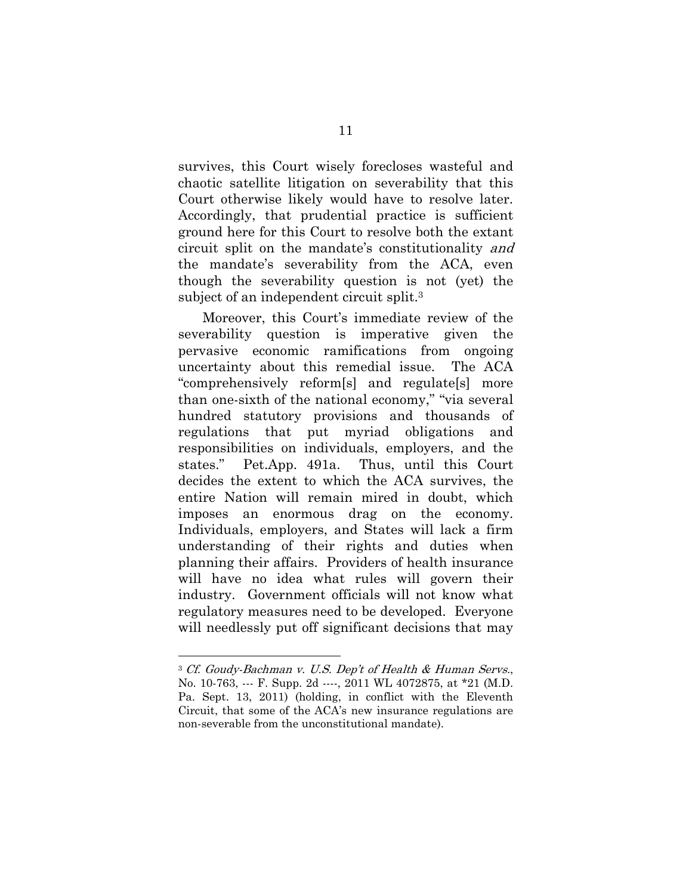survives, this Court wisely forecloses wasteful and chaotic satellite litigation on severability that this Court otherwise likely would have to resolve later. Accordingly, that prudential practice is sufficient ground here for this Court to resolve both the extant circuit split on the mandate's constitutionality *and* the mandate's severability from the ACA, even though the severability question is not (yet) the subject of an independent circuit split.[3]

Moreover, this Court's immediate review of the severability question is imperative given the pervasive economic ramifications from ongoing uncertainty about this remedial issue. The ACA "comprehensively reform[s] and regulate[s] more than one-sixth of the national economy," "via several hundred statutory provisions and thousands of regulations that put myriad obligations and responsibilities on individuals, employers, and the states." Pet.App. 491a. Thus, until this Court decides the extent to which the ACA survives, the entire Nation will remain mired in doubt, which imposes an enormous drag on the economy. Individuals, employers, and States will lack a firm understanding of their rights and duties when planning their affairs. Providers of health insurance will have no idea what rules will govern their industry. Government officials will not know what regulatory measures need to be developed. Everyone will needlessly put off significant decisions that may

---

[3] *Cf. Goudy-Bachman v. U.S. Dep't of Health & Human Servs.*, No. 10-763, --- F. Supp. 2d ----, 2011 WL 4072875, at *21 (M.D. Pa. Sept. 13, 2011) (holding, in conflict with the Eleventh Circuit, that some of the ACA's new insurance regulations are non-severable from the unconstitutional mandate).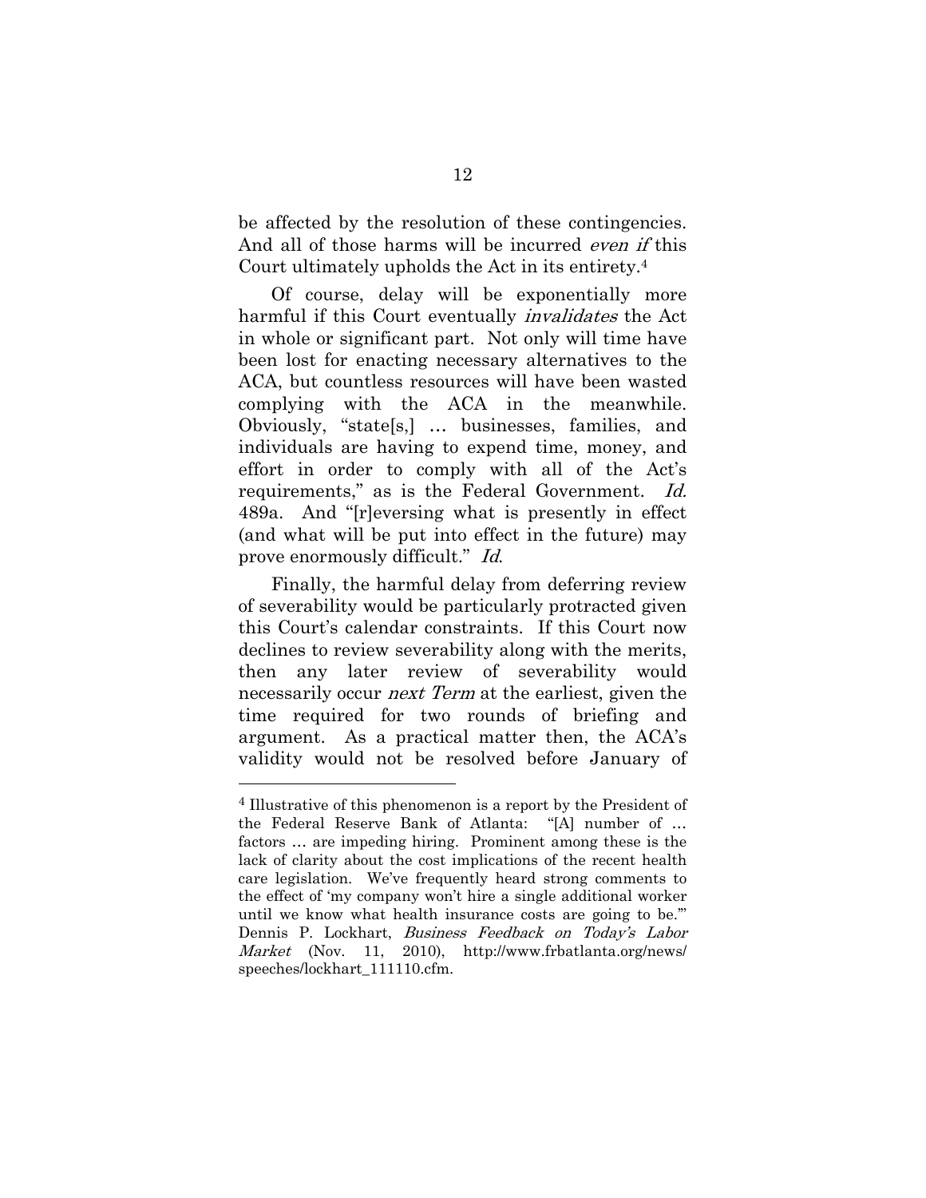be affected by the resolution of these contingencies. And all of those harms will be incurred *even if* this Court ultimately upholds the Act in its entirety.[4]

Of course, delay will be exponentially more harmful if this Court eventually *invalidates* the Act in whole or significant part. Not only will time have been lost for enacting necessary alternatives to the ACA, but countless resources will have been wasted complying with the ACA in the meanwhile. Obviously, "state[s,] … businesses, families, and individuals are having to expend time, money, and effort in order to comply with all of the Act's requirements," as is the Federal Government. *Id.* 489a. And "[r]eversing what is presently in effect (and what will be put into effect in the future) may prove enormously difficult." *Id.*

Finally, the harmful delay from deferring review of severability would be particularly protracted given this Court's calendar constraints. If this Court now declines to review severability along with the merits, then any later review of severability would necessarily occur *next Term* at the earliest, given the time required for two rounds of briefing and argument. As a practical matter then, the ACA's validity would not be resolved before January of

---

[4] Illustrative of this phenomenon is a report by the President of the Federal Reserve Bank of Atlanta: "[A] number of … factors … are impeding hiring. Prominent among these is the lack of clarity about the cost implications of the recent health care legislation. We've frequently heard strong comments to the effect of 'my company won't hire a single additional worker until we know what health insurance costs are going to be.'" Dennis P. Lockhart, *Business Feedback on Today's Labor Market* (Nov. 11, 2010), http://www.frbatlanta.org/news/speeches/lockhart_111110.cfm.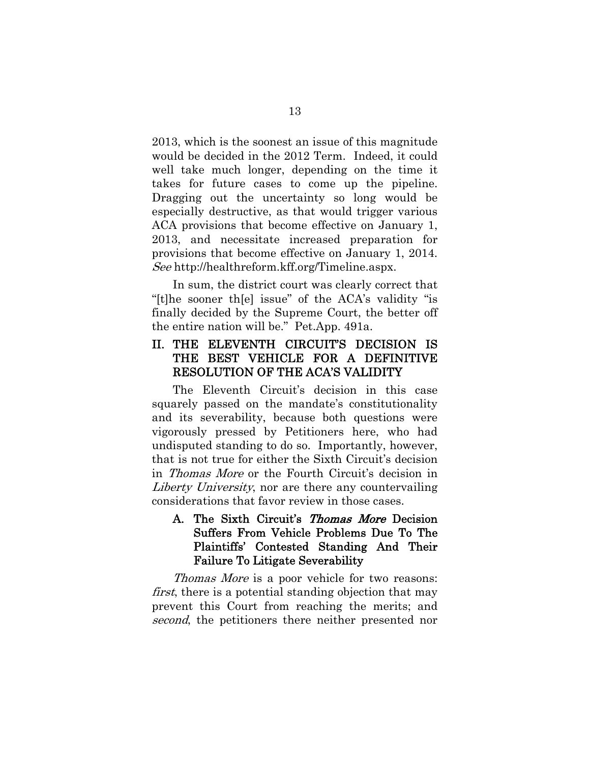2013, which is the soonest an issue of this magnitude would be decided in the 2012 Term. Indeed, it could well take much longer, depending on the time it takes for future cases to come up the pipeline. Dragging out the uncertainty so long would be especially destructive, as that would trigger various ACA provisions that become effective on January 1, 2013, and necessitate increased preparation for provisions that become effective on January 1, 2014. *See* http://healthreform.kff.org/Timeline.aspx.

In sum, the district court was clearly correct that "[t]he sooner th[e] issue" of the ACA's validity "is finally decided by the Supreme Court, the better off the entire nation will be." Pet.App. 491a.

## II. THE ELEVENTH CIRCUIT'S DECISION IS THE BEST VEHICLE FOR A DEFINITIVE RESOLUTION OF THE ACA'S VALIDITY

The Eleventh Circuit's decision in this case squarely passed on the mandate's constitutionality and its severability, because both questions were vigorously pressed by Petitioners here, who had undisputed standing to do so. Importantly, however, that is not true for either the Sixth Circuit's decision in *Thomas More* or the Fourth Circuit's decision in *Liberty University*, nor are there any countervailing considerations that favor review in those cases.

### A. The Sixth Circuit's *Thomas More* Decision Suffers From Vehicle Problems Due To The Plaintiffs' Contested Standing And Their Failure To Litigate Severability

*Thomas More* is a poor vehicle for two reasons: *first*, there is a potential standing objection that may prevent this Court from reaching the merits; and *second*, the petitioners there neither presented nor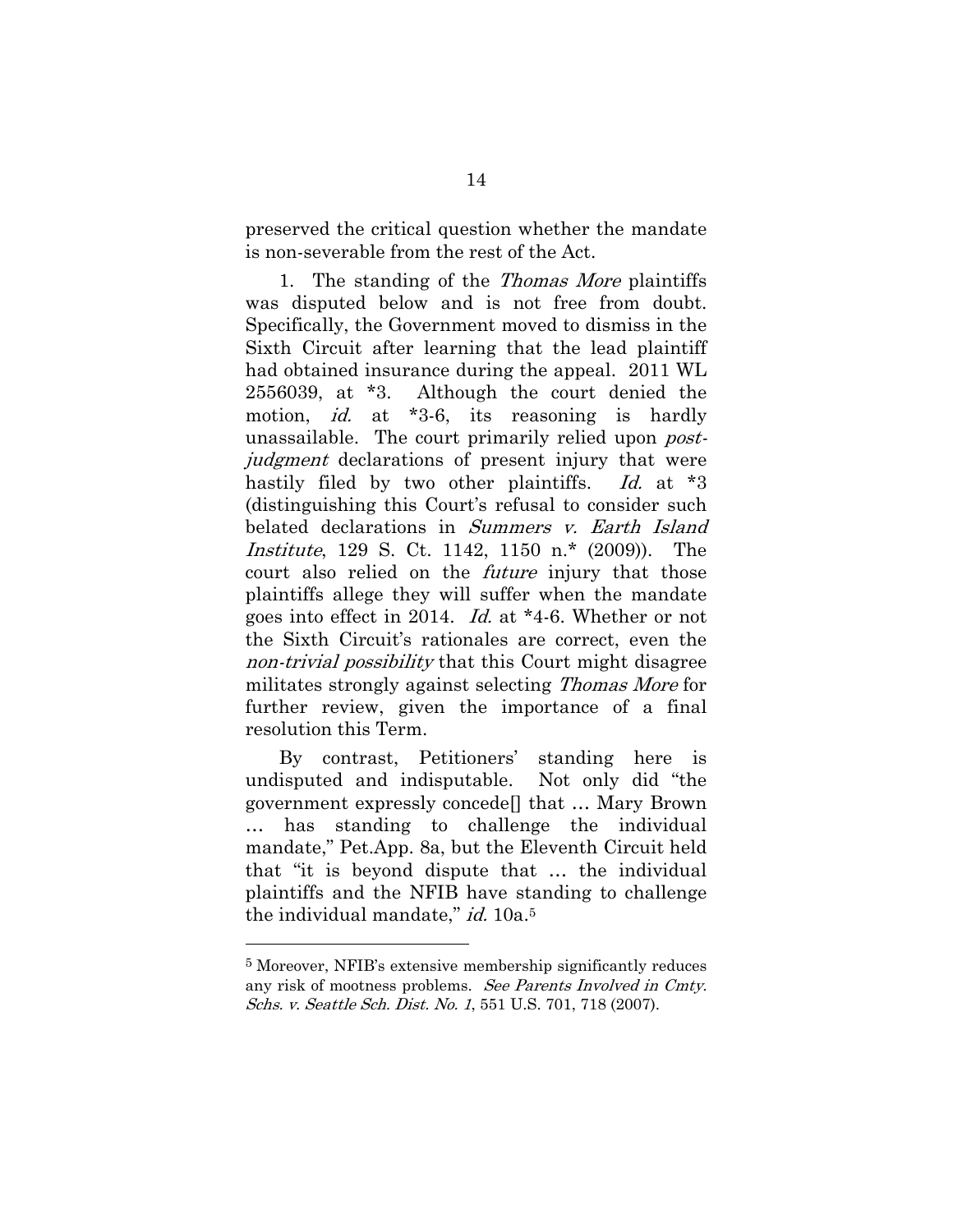preserved the critical question whether the mandate is non-severable from the rest of the Act.

1. The standing of the *Thomas More* plaintiffs was disputed below and is not free from doubt. Specifically, the Government moved to dismiss in the Sixth Circuit after learning that the lead plaintiff had obtained insurance during the appeal. 2011 WL 2556039, at *3. Although the court denied the motion, *id.* at *3-6, its reasoning is hardly unassailable. The court primarily relied upon *post-judgment* declarations of present injury that were hastily filed by two other plaintiffs. *Id.* at *3 (distinguishing this Court's refusal to consider such belated declarations in *Summers v. Earth Island Institute*, 129 S. Ct. 1142, 1150 n.* (2009)). The court also relied on the *future* injury that those plaintiffs allege they will suffer when the mandate goes into effect in 2014. *Id.* at *4-6. Whether or not the Sixth Circuit's rationales are correct, even the *non-trivial possibility* that this Court might disagree militates strongly against selecting *Thomas More* for further review, given the importance of a final resolution this Term.

By contrast, Petitioners' standing here is undisputed and indisputable. Not only did "the government expressly concede[] that … Mary Brown … has standing to challenge the individual mandate," Pet.App. 8a, but the Eleventh Circuit held that "it is beyond dispute that … the individual plaintiffs and the NFIB have standing to challenge the individual mandate," *id.* 10a.[5]

---

[5] Moreover, NFIB's extensive membership significantly reduces any risk of mootness problems. *See Parents Involved in Cmty. Schs. v. Seattle Sch. Dist. No. 1*, 551 U.S. 701, 718 (2007).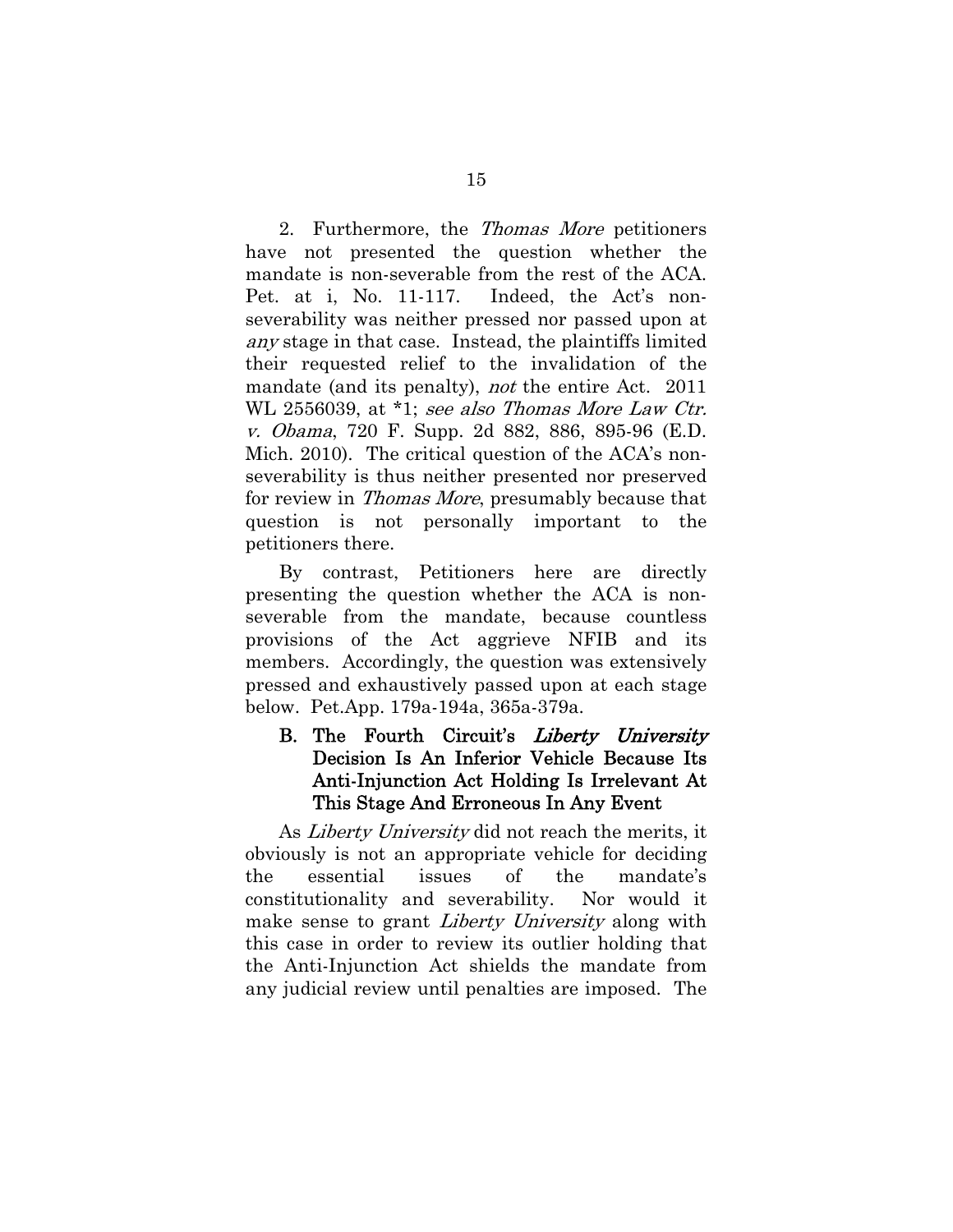2. Furthermore, the *Thomas More* petitioners have not presented the question whether the mandate is non-severable from the rest of the ACA. Pet. at i, No. 11-117. Indeed, the Act's non-severability was neither pressed nor passed upon at *any* stage in that case. Instead, the plaintiffs limited their requested relief to the invalidation of the mandate (and its penalty), *not* the entire Act. 2011 WL 2556039, at *1; *see also Thomas More Law Ctr. v. Obama*, 720 F. Supp. 2d 882, 886, 895-96 (E.D. Mich. 2010). The critical question of the ACA's non-severability is thus neither presented nor preserved for review in *Thomas More*, presumably because that question is not personally important to the petitioners there.

By contrast, Petitioners here are directly presenting the question whether the ACA is non-severable from the mandate, because countless provisions of the Act aggrieve NFIB and its members. Accordingly, the question was extensively pressed and exhaustively passed upon at each stage below. Pet.App. 179a-194a, 365a-379a.

### B. The Fourth Circuit's *Liberty University* Decision Is An Inferior Vehicle Because Its Anti-Injunction Act Holding Is Irrelevant At This Stage And Erroneous In Any Event

As *Liberty University* did not reach the merits, it obviously is not an appropriate vehicle for deciding the essential issues of the mandate's constitutionality and severability. Nor would it make sense to grant *Liberty University* along with this case in order to review its outlier holding that the Anti-Injunction Act shields the mandate from any judicial review until penalties are imposed. The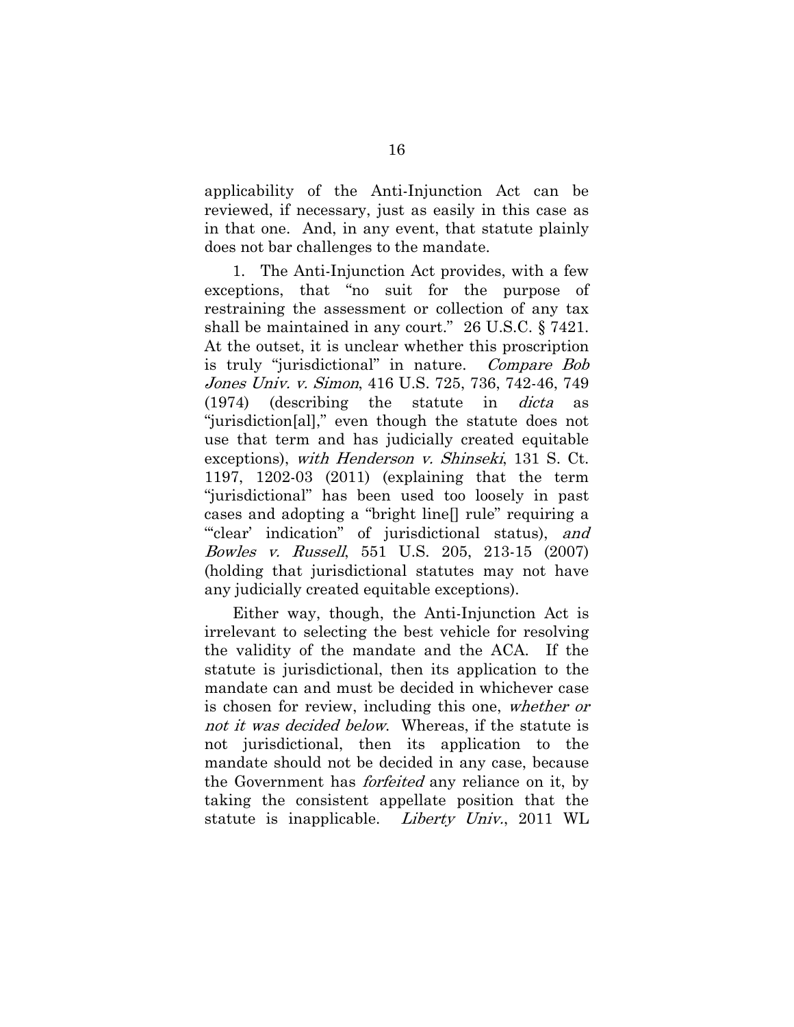applicability of the Anti-Injunction Act can be reviewed, if necessary, just as easily in this case as in that one. And, in any event, that statute plainly does not bar challenges to the mandate.

1. The Anti-Injunction Act provides, with a few exceptions, that "no suit for the purpose of restraining the assessment or collection of any tax shall be maintained in any court." 26 U.S.C. § 7421. At the outset, it is unclear whether this proscription is truly "jurisdictional" in nature. *Compare Bob Jones Univ. v. Simon*, 416 U.S. 725, 736, 742-46, 749 (1974) (describing the statute in *dicta* as "jurisdiction[al]," even though the statute does not use that term and has judicially created equitable exceptions), *with Henderson v. Shinseki*, 131 S. Ct. 1197, 1202-03 (2011) (explaining that the term "jurisdictional" has been used too loosely in past cases and adopting a "bright line[] rule" requiring a "'clear' indication" of jurisdictional status), *and Bowles v. Russell*, 551 U.S. 205, 213-15 (2007) (holding that jurisdictional statutes may not have any judicially created equitable exceptions).

Either way, though, the Anti-Injunction Act is irrelevant to selecting the best vehicle for resolving the validity of the mandate and the ACA. If the statute is jurisdictional, then its application to the mandate can and must be decided in whichever case is chosen for review, including this one, *whether or not it was decided below*. Whereas, if the statute is not jurisdictional, then its application to the mandate should not be decided in any case, because the Government has *forfeited* any reliance on it, by taking the consistent appellate position that the statute is inapplicable. *Liberty Univ.*, 2011 WL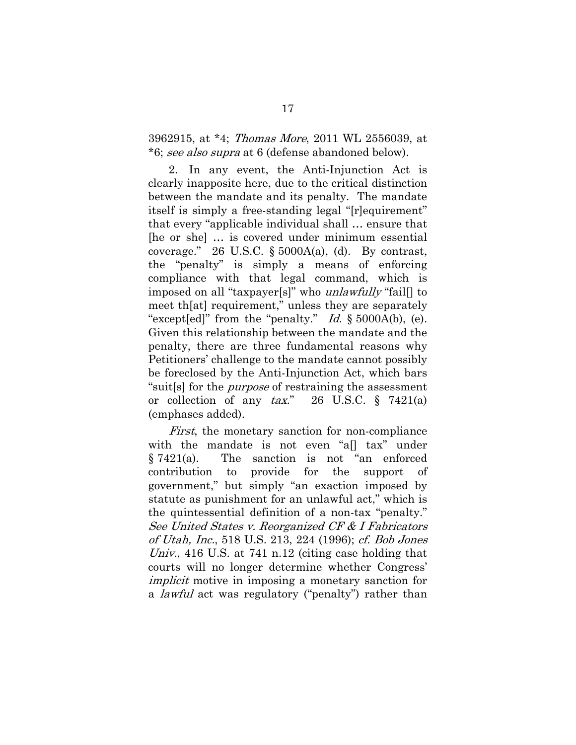3962915, at *4; *Thomas More*, 2011 WL 2556039, at *6; *see also supra* at 6 (defense abandoned below).

2. In any event, the Anti-Injunction Act is clearly inapposite here, due to the critical distinction between the mandate and its penalty. The mandate itself is simply a free-standing legal "[r]equirement" that every "applicable individual shall … ensure that [he or she] … is covered under minimum essential coverage." 26 U.S.C. § 5000A(a), (d). By contrast, the "penalty" is simply a means of enforcing compliance with that legal command, which is imposed on all "taxpayer[s]" who *unlawfully* "fail[] to meet th[at] requirement," unless they are separately "except[ed]" from the "penalty." *Id.* § 5000A(b), (e). Given this relationship between the mandate and the penalty, there are three fundamental reasons why Petitioners' challenge to the mandate cannot possibly be foreclosed by the Anti-Injunction Act, which bars "suit[s] for the *purpose* of restraining the assessment or collection of any *tax*." 26 U.S.C. § 7421(a) (emphases added).

*First*, the monetary sanction for non-compliance with the mandate is not even "a[] tax" under § 7421(a). The sanction is not "an enforced contribution to provide for the support of government," but simply "an exaction imposed by statute as punishment for an unlawful act," which is the quintessential definition of a non-tax "penalty." *See United States v. Reorganized CF & I Fabricators of Utah, Inc.*, 518 U.S. 213, 224 (1996); *cf. Bob Jones Univ.*, 416 U.S. at 741 n.12 (citing case holding that courts will no longer determine whether Congress' *implicit* motive in imposing a monetary sanction for a *lawful* act was regulatory ("penalty") rather than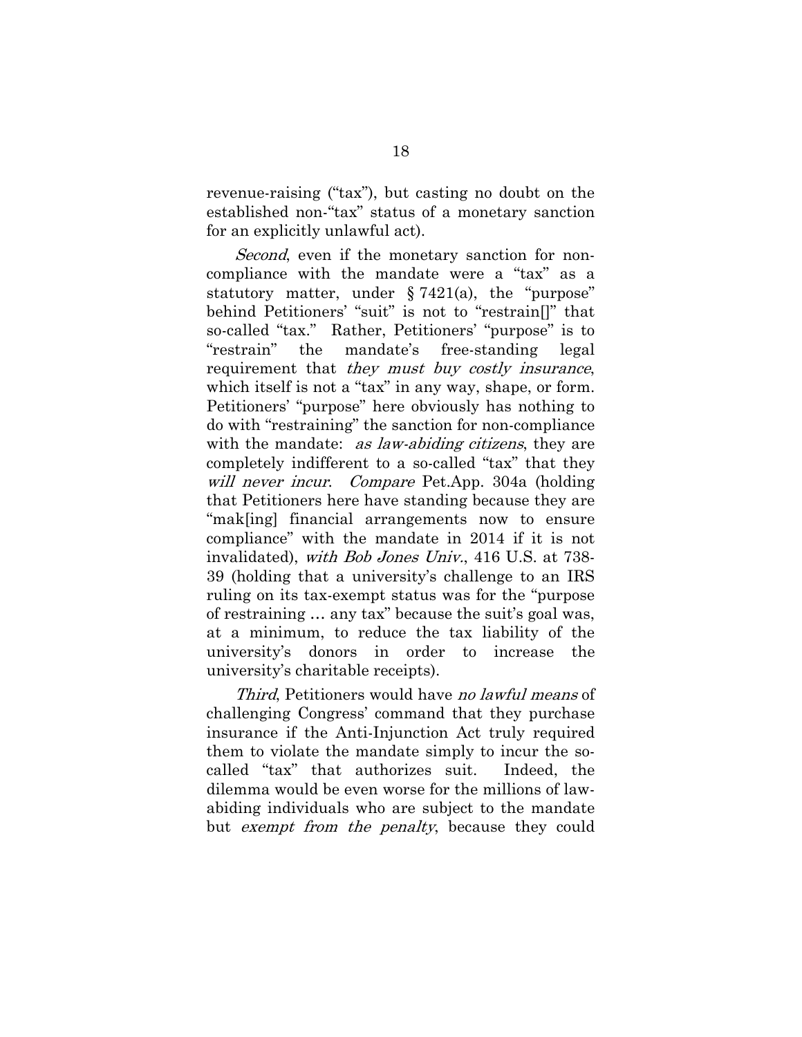revenue-raising ("tax"), but casting no doubt on the established non-"tax" status of a monetary sanction for an explicitly unlawful act).

*Second*, even if the monetary sanction for non-compliance with the mandate were a "tax" as a statutory matter, under § 7421(a), the "purpose" behind Petitioners' "suit" is not to "restrain[]" that so-called "tax." Rather, Petitioners' "purpose" is to "restrain" the mandate's free-standing legal requirement that *they must buy costly insurance*, which itself is not a "tax" in any way, shape, or form. Petitioners' "purpose" here obviously has nothing to do with "restraining" the sanction for non-compliance with the mandate: *as law-abiding citizens*, they are completely indifferent to a so-called "tax" that they *will never incur*. *Compare* Pet.App. 304a (holding that Petitioners here have standing because they are "mak[ing] financial arrangements now to ensure compliance" with the mandate in 2014 if it is not invalidated), *with Bob Jones Univ.*, 416 U.S. at 738-39 (holding that a university's challenge to an IRS ruling on its tax-exempt status was for the "purpose of restraining … any tax" because the suit's goal was, at a minimum, to reduce the tax liability of the university's donors in order to increase the university's charitable receipts).

*Third*, Petitioners would have *no lawful means* of challenging Congress' command that they purchase insurance if the Anti-Injunction Act truly required them to violate the mandate simply to incur the so-called "tax" that authorizes suit. Indeed, the dilemma would be even worse for the millions of law-abiding individuals who are subject to the mandate but *exempt from the penalty*, because they could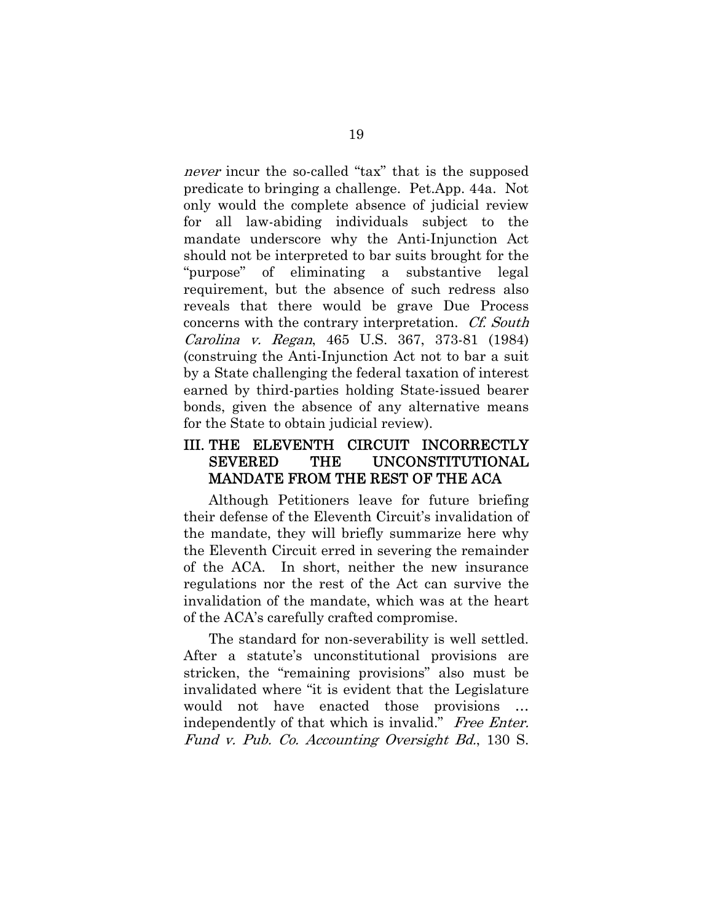*never* incur the so-called "tax" that is the supposed predicate to bringing a challenge. Pet.App. 44a. Not only would the complete absence of judicial review for all law-abiding individuals subject to the mandate underscore why the Anti-Injunction Act should not be interpreted to bar suits brought for the "purpose" of eliminating a substantive legal requirement, but the absence of such redress also reveals that there would be grave Due Process concerns with the contrary interpretation. *Cf. South Carolina v. Regan*, 465 U.S. 367, 373-81 (1984) (construing the Anti-Injunction Act not to bar a suit by a State challenging the federal taxation of interest earned by third-parties holding State-issued bearer bonds, given the absence of any alternative means for the State to obtain judicial review).

## III. THE ELEVENTH CIRCUIT INCORRECTLY SEVERED THE UNCONSTITUTIONAL MANDATE FROM THE REST OF THE ACA

Although Petitioners leave for future briefing their defense of the Eleventh Circuit's invalidation of the mandate, they will briefly summarize here why the Eleventh Circuit erred in severing the remainder of the ACA. In short, neither the new insurance regulations nor the rest of the Act can survive the invalidation of the mandate, which was at the heart of the ACA's carefully crafted compromise.

The standard for non-severability is well settled. After a statute's unconstitutional provisions are stricken, the "remaining provisions" also must be invalidated where "it is evident that the Legislature would not have enacted those provisions … independently of that which is invalid." *Free Enter. Fund v. Pub. Co. Accounting Oversight Bd.*, 130 S.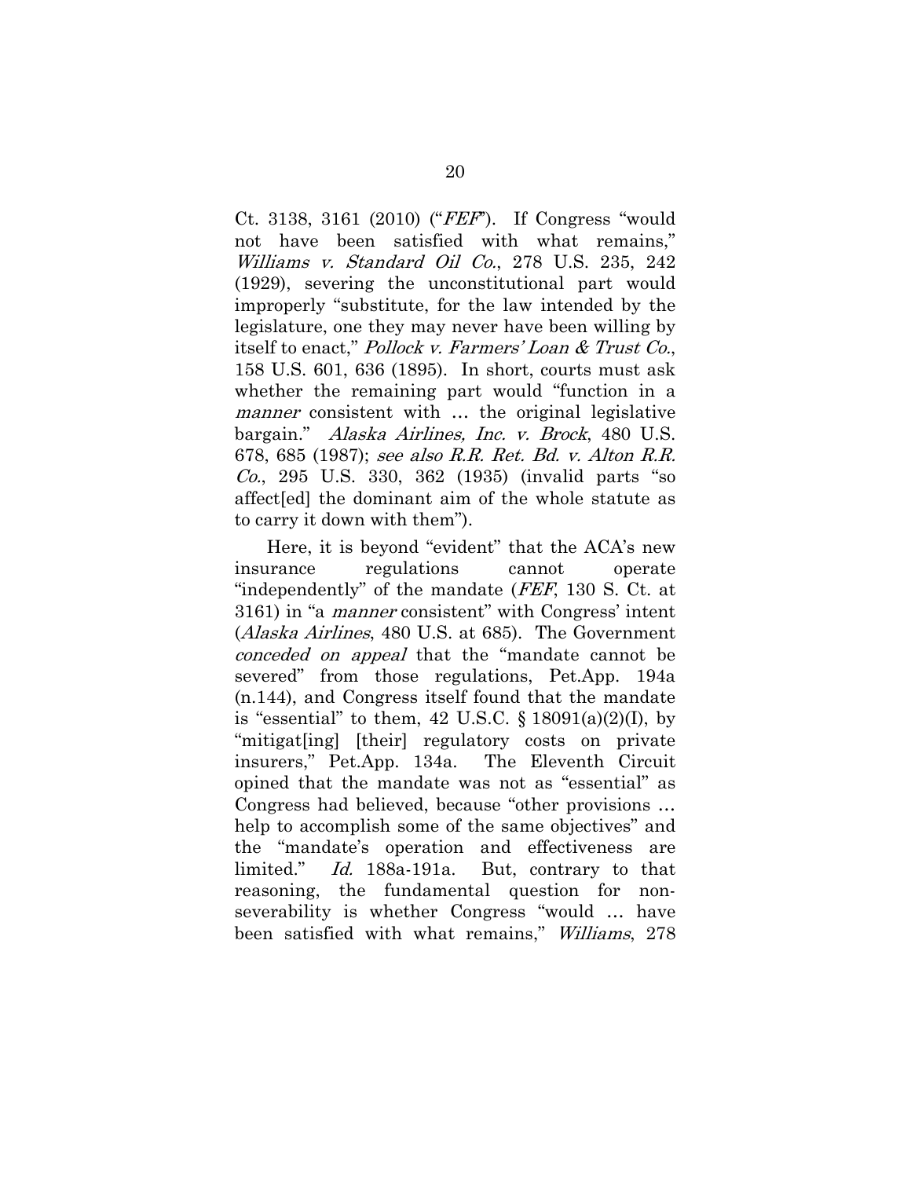Ct. 3138, 3161 (2010) ("*FEF*"). If Congress "would not have been satisfied with what remains," *Williams v. Standard Oil Co.*, 278 U.S. 235, 242 (1929), severing the unconstitutional part would improperly "substitute, for the law intended by the legislature, one they may never have been willing by itself to enact," *Pollock v. Farmers' Loan & Trust Co.*, 158 U.S. 601, 636 (1895). In short, courts must ask whether the remaining part would "function in a *manner* consistent with … the original legislative bargain." *Alaska Airlines, Inc. v. Brock*, 480 U.S. 678, 685 (1987); *see also R.R. Ret. Bd. v. Alton R.R. Co.*, 295 U.S. 330, 362 (1935) (invalid parts "so affect[ed] the dominant aim of the whole statute as to carry it down with them").

Here, it is beyond "evident" that the ACA's new insurance regulations cannot operate "independently" of the mandate (*FEF*, 130 S. Ct. at 3161) in "a *manner* consistent" with Congress' intent (*Alaska Airlines*, 480 U.S. at 685). The Government *conceded on appeal* that the "mandate cannot be severed" from those regulations, Pet.App. 194a (n.144), and Congress itself found that the mandate is "essential" to them, 42 U.S.C. § 18091(a)(2)(I), by "mitigat[ing] [their] regulatory costs on private insurers," Pet.App. 134a. The Eleventh Circuit opined that the mandate was not as "essential" as Congress had believed, because "other provisions … help to accomplish some of the same objectives" and the "mandate's operation and effectiveness are limited." *Id.* 188a-191a. But, contrary to that reasoning, the fundamental question for non-severability is whether Congress "would … have been satisfied with what remains," *Williams*, 278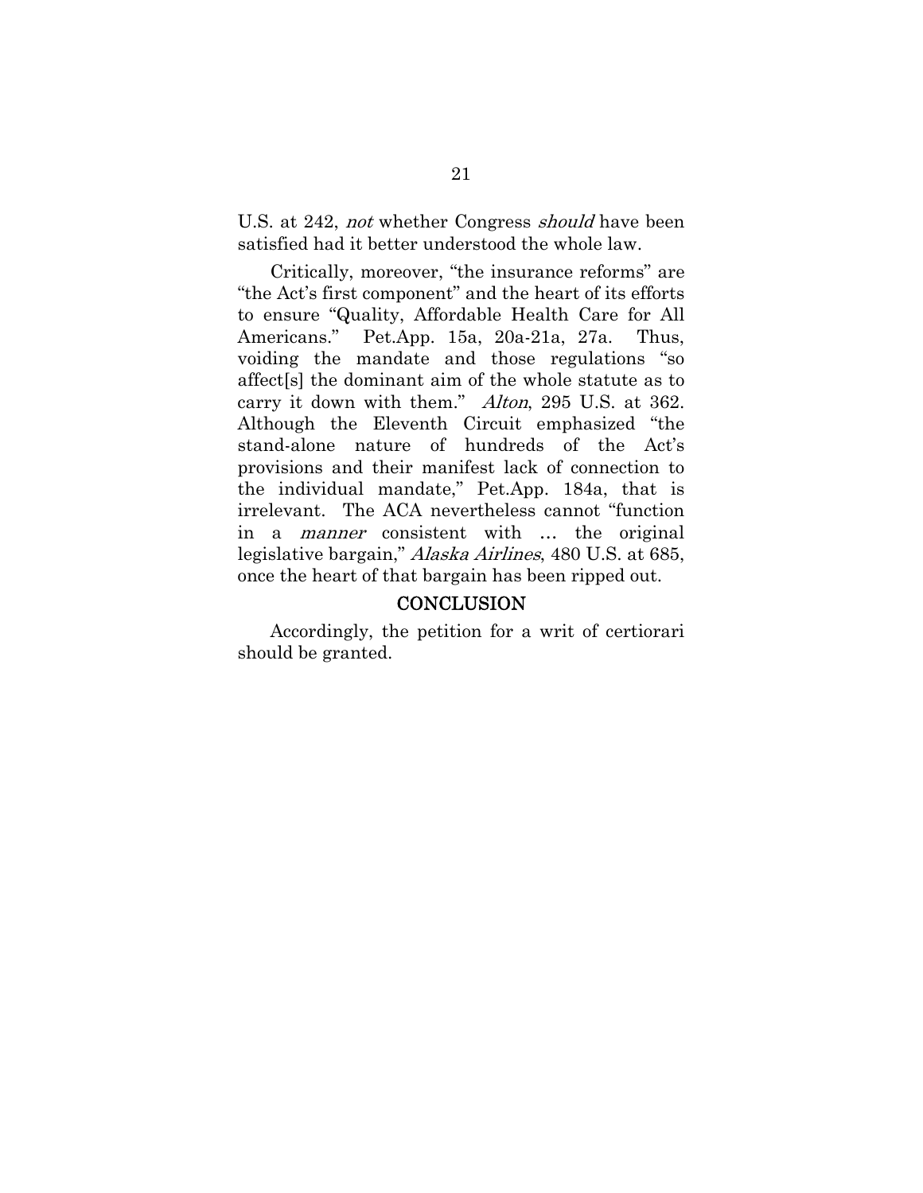U.S. at 242, *not* whether Congress *should* have been satisfied had it better understood the whole law.

Critically, moreover, "the insurance reforms" are "the Act's first component" and the heart of its efforts to ensure "Quality, Affordable Health Care for All Americans." Pet.App. 15a, 20a-21a, 27a. Thus, voiding the mandate and those regulations "so affect[s] the dominant aim of the whole statute as to carry it down with them." *Alton*, 295 U.S. at 362. Although the Eleventh Circuit emphasized "the stand-alone nature of hundreds of the Act's provisions and their manifest lack of connection to the individual mandate," Pet.App. 184a, that is irrelevant. The ACA nevertheless cannot "function in a *manner* consistent with … the original legislative bargain," *Alaska Airlines*, 480 U.S. at 685, once the heart of that bargain has been ripped out.

## CONCLUSION

Accordingly, the petition for a writ of certiorari should be granted.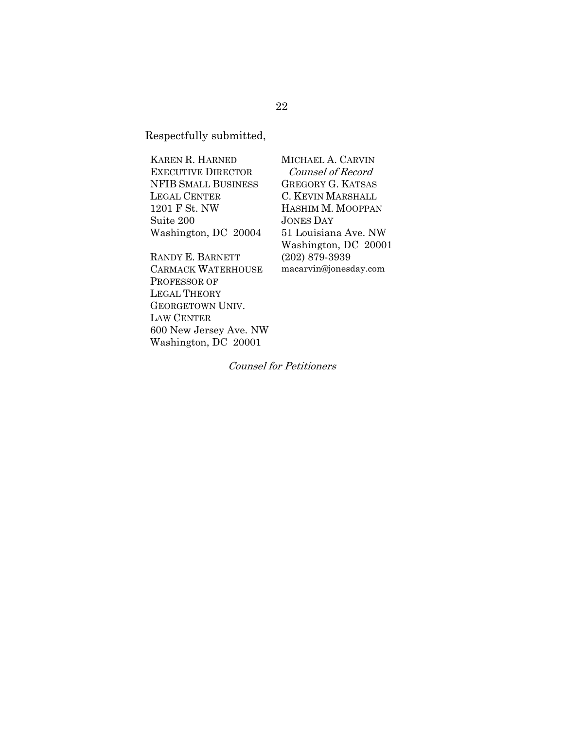Respectfully submitted,

KAREN R. HARNED
EXECUTIVE DIRECTOR
NFIB SMALL BUSINESS
LEGAL CENTER
1201 F St. NW
Suite 200
Washington, DC 20004

RANDY E. BARNETT
CARMACK WATERHOUSE
PROFESSOR OF
LEGAL THEORY
GEORGETOWN UNIV.
LAW CENTER
600 New Jersey Ave. NW
Washington, DC 20001

MICHAEL A. CARVIN
*Counsel of Record*
GREGORY G. KATSAS
C. KEVIN MARSHALL
HASHIM M. MOOPPAN
JONES DAY
51 Louisiana Ave. NW
Washington, DC 20001
(202) 879-3939
macarvin@jonesday.com

*Counsel for Petitioners*